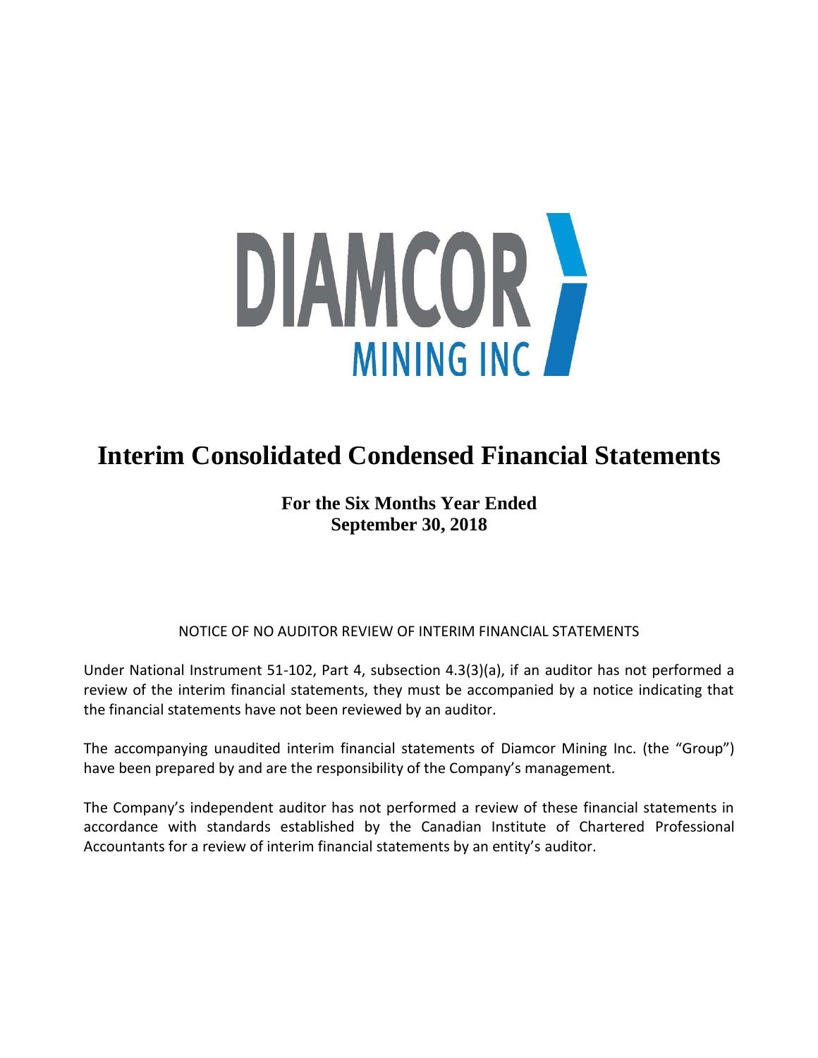DIAMCOR MINING INC

# Interim Consolidated Condensed Financial Statements

**For the Six Months Year Ended**
**September 30, 2018**

NOTICE OF NO AUDITOR REVIEW OF INTERIM FINANCIAL STATEMENTS

Under National Instrument 51-102, Part 4, subsection 4.3(3)(a), if an auditor has not performed a review of the interim financial statements, they must be accompanied by a notice indicating that the financial statements have not been reviewed by an auditor.

The accompanying unaudited interim financial statements of Diamcor Mining Inc. (the "Group") have been prepared by and are the responsibility of the Company's management.

The Company's independent auditor has not performed a review of these financial statements in accordance with standards established by the Canadian Institute of Chartered Professional Accountants for a review of interim financial statements by an entity's auditor.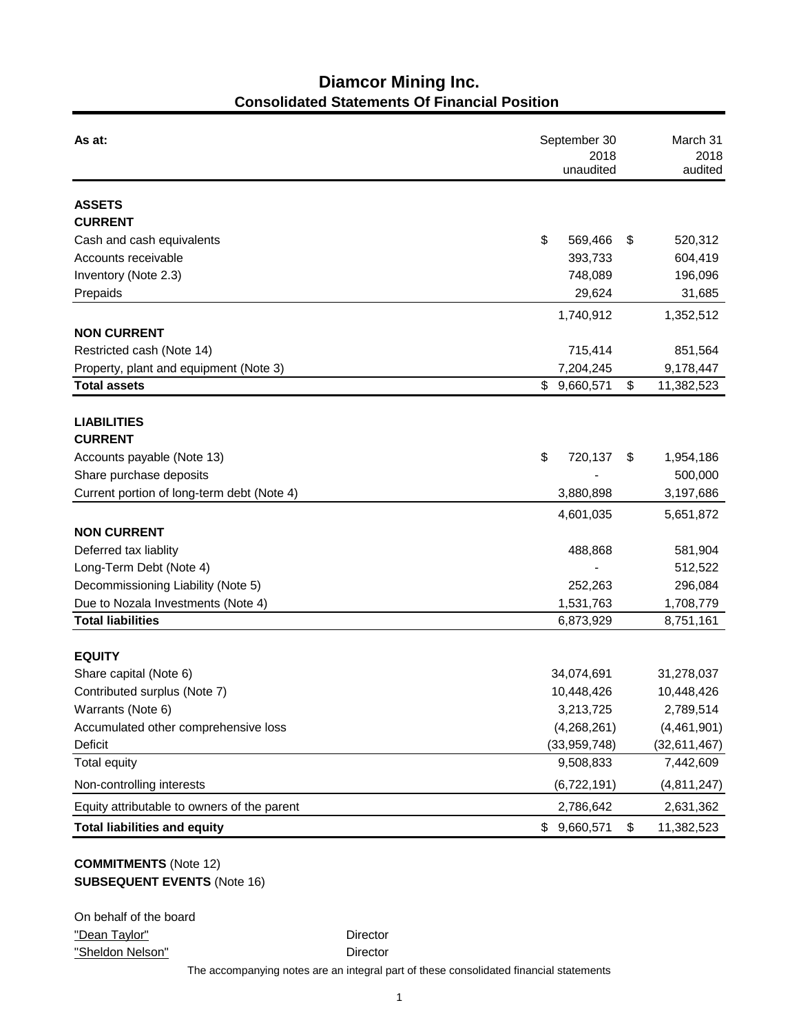# Diamcor Mining Inc.

## Consolidated Statements Of Financial Position

| As at: | September 30 2018 unaudited | March 31 2018 audited |
|---|---|---|
| **ASSETS** | | |
| **CURRENT** | | |
| Cash and cash equivalents | $ 569,466 | $ 520,312 |
| Accounts receivable | 393,733 | 604,419 |
| Inventory (Note 2.3) | 748,089 | 196,096 |
| Prepaids | 29,624 | 31,685 |
| | 1,740,912 | 1,352,512 |
| **NON CURRENT** | | |
| Restricted cash (Note 14) | 715,414 | 851,564 |
| Property, plant and equipment (Note 3) | 7,204,245 | 9,178,447 |
| **Total assets** | $ 9,660,571 | $ 11,382,523 |
| **LIABILITIES** | | |
| **CURRENT** | | |
| Accounts payable (Note 13) | $ 720,137 | $ 1,954,186 |
| Share purchase deposits | - | 500,000 |
| Current portion of long-term debt (Note 4) | 3,880,898 | 3,197,686 |
| | 4,601,035 | 5,651,872 |
| **NON CURRENT** | | |
| Deferred tax liablity | 488,868 | 581,904 |
| Long-Term Debt (Note 4) | - | 512,522 |
| Decommissioning Liability (Note 5) | 252,263 | 296,084 |
| Due to Nozala Investments (Note 4) | 1,531,763 | 1,708,779 |
| **Total liabilities** | 6,873,929 | 8,751,161 |
| **EQUITY** | | |
| Share capital (Note 6) | 34,074,691 | 31,278,037 |
| Contributed surplus (Note 7) | 10,448,426 | 10,448,426 |
| Warrants (Note 6) | 3,213,725 | 2,789,514 |
| Accumulated other comprehensive loss | (4,268,261) | (4,461,901) |
| Deficit | (33,959,748) | (32,611,467) |
| Total equity | 9,508,833 | 7,442,609 |
| Non-controlling interests | (6,722,191) | (4,811,247) |
| Equity attributable to owners of the parent | 2,786,642 | 2,631,362 |
| **Total liabilities and equity** | $ 9,660,571 | $ 11,382,523 |

**COMMITMENTS** (Note 12)
**SUBSEQUENT EVENTS** (Note 16)

On behalf of the board

"Dean Taylor" Director

"Sheldon Nelson" Director

The accompanying notes are an integral part of these consolidated financial statements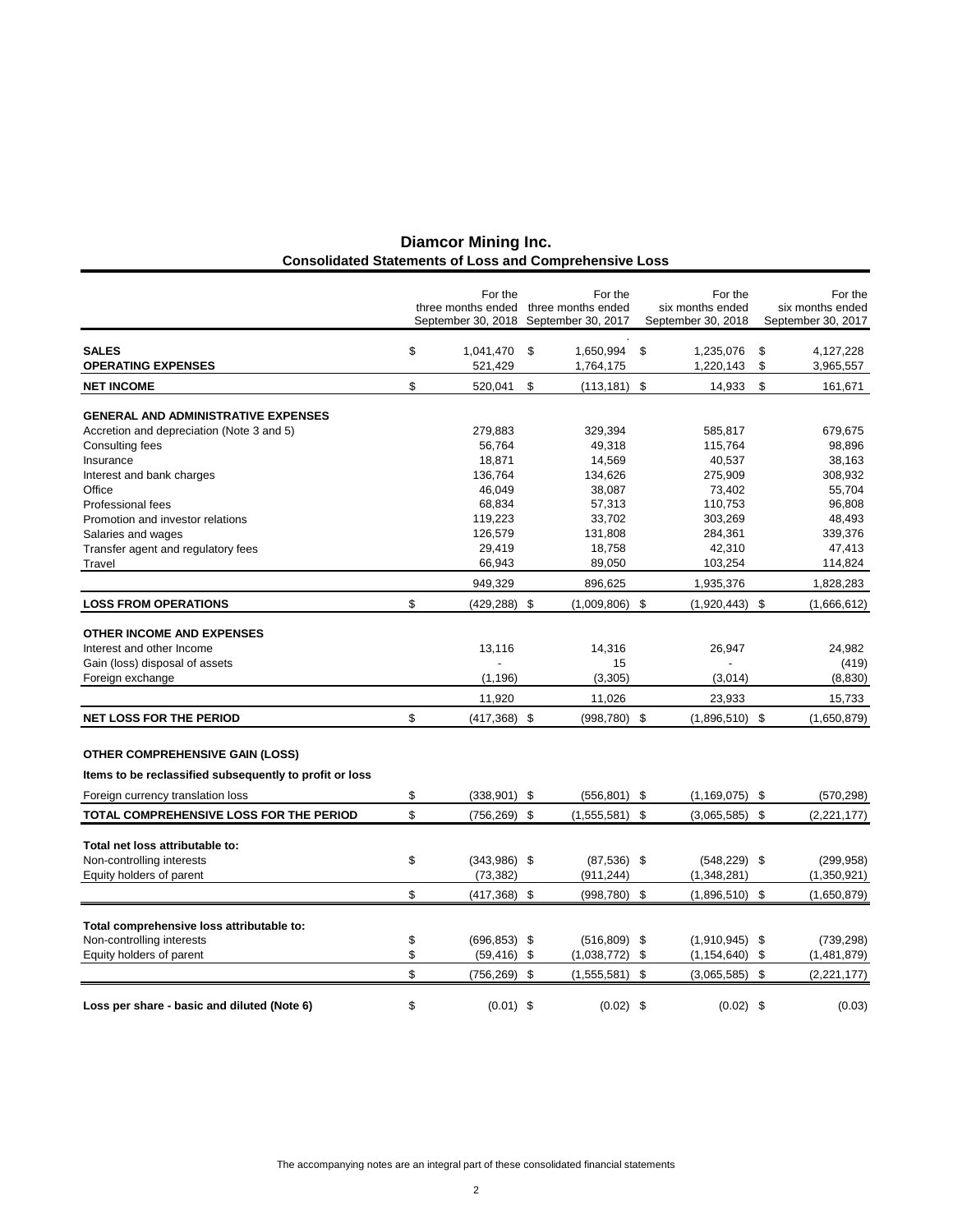# Diamcor Mining Inc.
## Consolidated Statements of Loss and Comprehensive Loss

| | For the three months ended September 30, 2018 | For the three months ended September 30, 2017 | For the six months ended September 30, 2018 | For the six months ended September 30, 2017 |
|---|---|---|---|---|
| **SALES** | $ 1,041,470 | $ 1,650,994 | $ 1,235,076 | $ 4,127,228 |
| **OPERATING EXPENSES** | 521,429 | 1,764,175 | 1,220,143 | $ 3,965,557 |
| **NET INCOME** | $ 520,041 | $ (113,181) | $ 14,933 | $ 161,671 |
| | | | | |
| **GENERAL AND ADMINISTRATIVE EXPENSES** | | | | |
| Accretion and depreciation (Note 3 and 5) | 279,883 | 329,394 | 585,817 | 679,675 |
| Consulting fees | 56,764 | 49,318 | 115,764 | 98,896 |
| Insurance | 18,871 | 14,569 | 40,537 | 38,163 |
| Interest and bank charges | 136,764 | 134,626 | 275,909 | 308,932 |
| Office | 46,049 | 38,087 | 73,402 | 55,704 |
| Professional fees | 68,834 | 57,313 | 110,753 | 96,808 |
| Promotion and investor relations | 119,223 | 33,702 | 303,269 | 48,493 |
| Salaries and wages | 126,579 | 131,808 | 284,361 | 339,376 |
| Transfer agent and regulatory fees | 29,419 | 18,758 | 42,310 | 47,413 |
| Travel | 66,943 | 89,050 | 103,254 | 114,824 |
| | 949,329 | 896,625 | 1,935,376 | 1,828,283 |
| **LOSS FROM OPERATIONS** | $ (429,288) | $ (1,009,806) | $ (1,920,443) | $ (1,666,612) |
| | | | | |
| **OTHER INCOME AND EXPENSES** | | | | |
| Interest and other Income | 13,116 | 14,316 | 26,947 | 24,982 |
| Gain (loss) disposal of assets | - | 15 | - | (419) |
| Foreign exchange | (1,196) | (3,305) | (3,014) | (8,830) |
| | 11,920 | 11,026 | 23,933 | 15,733 |
| **NET LOSS FOR THE PERIOD** | $ (417,368) | $ (998,780) | $ (1,896,510) | $ (1,650,879) |
| | | | | |
| **OTHER COMPREHENSIVE GAIN (LOSS)** | | | | |
| **Items to be reclassified subsequently to profit or loss** | | | | |
| Foreign currency translation loss | $ (338,901) | $ (556,801) | $ (1,169,075) | $ (570,298) |
| **TOTAL COMPREHENSIVE LOSS FOR THE PERIOD** | $ (756,269) | $ (1,555,581) | $ (3,065,585) | $ (2,221,177) |
| | | | | |
| **Total net loss attributable to:** | | | | |
| Non-controlling interests | $ (343,986) | $ (87,536) | $ (548,229) | $ (299,958) |
| Equity holders of parent | (73,382) | (911,244) | (1,348,281) | (1,350,921) |
| | $ (417,368) | $ (998,780) | $ (1,896,510) | $ (1,650,879) |
| | | | | |
| **Total comprehensive loss attributable to:** | | | | |
| Non-controlling interests | $ (696,853) | $ (516,809) | $ (1,910,945) | $ (739,298) |
| Equity holders of parent | $ (59,416) | $ (1,038,772) | $ (1,154,640) | $ (1,481,879) |
| | $ (756,269) | $ (1,555,581) | $ (3,065,585) | $ (2,221,177) |
| | | | | |
| **Loss per share - basic and diluted (Note 6)** | $ (0.01) | $ (0.02) | $ (0.02) | $ (0.03) |

The accompanying notes are an integral part of these consolidated financial statements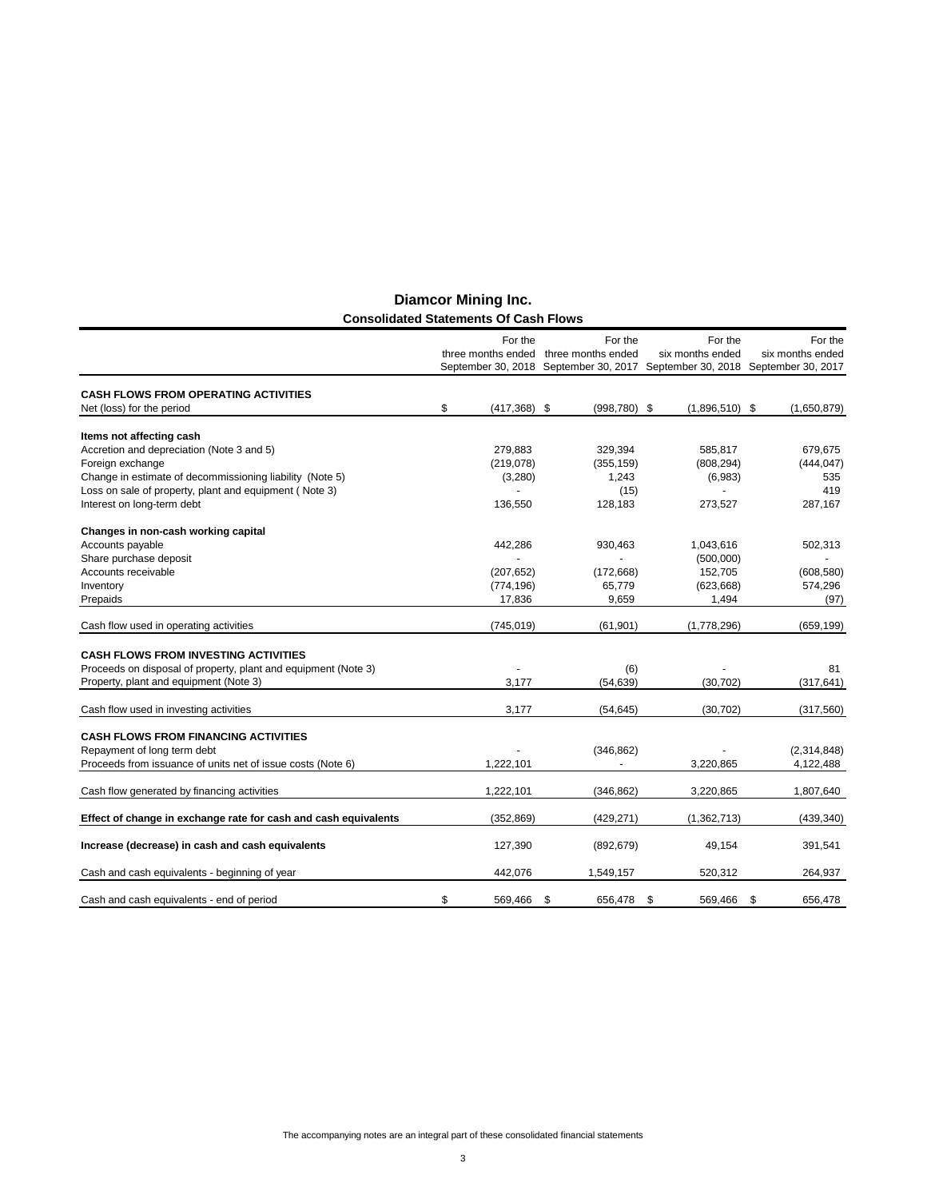# Diamcor Mining Inc.

## Consolidated Statements Of Cash Flows

| | For the three months ended September 30, 2018 | For the three months ended September 30, 2017 | For the six months ended September 30, 2018 | For the six months ended September 30, 2017 |
|---|---|---|---|---|
| **CASH FLOWS FROM OPERATING ACTIVITIES** | | | | |
| Net (loss) for the period | $ (417,368) | $ (998,780) | $ (1,896,510) | $ (1,650,879) |
| **Items not affecting cash** | | | | |
| Accretion and depreciation (Note 3 and 5) | 279,883 | 329,394 | 585,817 | 679,675 |
| Foreign exchange | (219,078) | (355,159) | (808,294) | (444,047) |
| Change in estimate of decommissioning liability (Note 5) | (3,280) | 1,243 | (6,983) | 535 |
| Loss on sale of property, plant and equipment ( Note 3) | - | (15) | - | 419 |
| Interest on long-term debt | 136,550 | 128,183 | 273,527 | 287,167 |
| **Changes in non-cash working capital** | | | | |
| Accounts payable | 442,286 | 930,463 | 1,043,616 | 502,313 |
| Share purchase deposit | - | - | (500,000) | - |
| Accounts receivable | (207,652) | (172,668) | 152,705 | (608,580) |
| Inventory | (774,196) | 65,779 | (623,668) | 574,296 |
| Prepaids | 17,836 | 9,659 | 1,494 | (97) |
| Cash flow used in operating activities | (745,019) | (61,901) | (1,778,296) | (659,199) |
| **CASH FLOWS FROM INVESTING ACTIVITIES** | | | | |
| Proceeds on disposal of property, plant and equipment (Note 3) | - | (6) | - | 81 |
| Property, plant and equipment (Note 3) | 3,177 | (54,639) | (30,702) | (317,641) |
| Cash flow used in investing activities | 3,177 | (54,645) | (30,702) | (317,560) |
| **CASH FLOWS FROM FINANCING ACTIVITIES** | | | | |
| Repayment of long term debt | - | (346,862) | - | (2,314,848) |
| Proceeds from issuance of units net of issue costs (Note 6) | 1,222,101 | - | 3,220,865 | 4,122,488 |
| Cash flow generated by financing activities | 1,222,101 | (346,862) | 3,220,865 | 1,807,640 |
| **Effect of change in exchange rate for cash and cash equivalents** | (352,869) | (429,271) | (1,362,713) | (439,340) |
| **Increase (decrease) in cash and cash equivalents** | 127,390 | (892,679) | 49,154 | 391,541 |
| Cash and cash equivalents - beginning of year | 442,076 | 1,549,157 | 520,312 | 264,937 |
| Cash and cash equivalents - end of period | $ 569,466 | $ 656,478 | $ 569,466 | $ 656,478 |

The accompanying notes are an integral part of these consolidated financial statements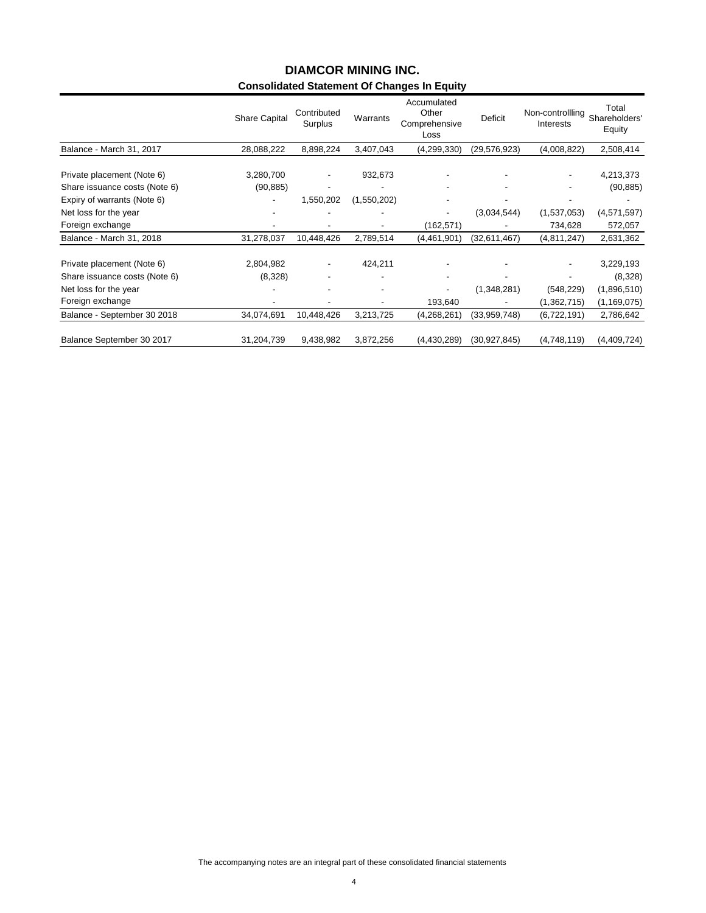# DIAMCOR MINING INC.

## Consolidated Statement Of Changes In Equity

| | Share Capital | Contributed Surplus | Warrants | Accumulated Other Comprehensive Loss | Deficit | Non-controllling Interests | Total Shareholders' Equity |
|---|---|---|---|---|---|---|---|
| Balance - March 31, 2017 | 28,088,222 | 8,898,224 | 3,407,043 | (4,299,330) | (29,576,923) | (4,008,822) | 2,508,414 |
| | | | | | | | |
| Private placement (Note 6) | 3,280,700 | - | 932,673 | - | - | - | 4,213,373 |
| Share issuance costs (Note 6) | (90,885) | - | - | - | - | - | (90,885) |
| Expiry of warrants (Note 6) | - | 1,550,202 | (1,550,202) | - | - | - | - |
| Net loss for the year | - | - | - | - | (3,034,544) | (1,537,053) | (4,571,597) |
| Foreign exchange | - | - | - | (162,571) | - | 734,628 | 572,057 |
| Balance - March 31, 2018 | 31,278,037 | 10,448,426 | 2,789,514 | (4,461,901) | (32,611,467) | (4,811,247) | 2,631,362 |
| | | | | | | | |
| Private placement (Note 6) | 2,804,982 | - | 424,211 | - | - | - | 3,229,193 |
| Share issuance costs (Note 6) | (8,328) | - | - | - | - | - | (8,328) |
| Net loss for the year | - | - | - | - | (1,348,281) | (548,229) | (1,896,510) |
| Foreign exchange | - | - | - | 193,640 | - | (1,362,715) | (1,169,075) |
| Balance - September 30 2018 | 34,074,691 | 10,448,426 | 3,213,725 | (4,268,261) | (33,959,748) | (6,722,191) | 2,786,642 |
| | | | | | | | |
| Balance September 30 2017 | 31,204,739 | 9,438,982 | 3,872,256 | (4,430,289) | (30,927,845) | (4,748,119) | (4,409,724) |

The accompanying notes are an integral part of these consolidated financial statements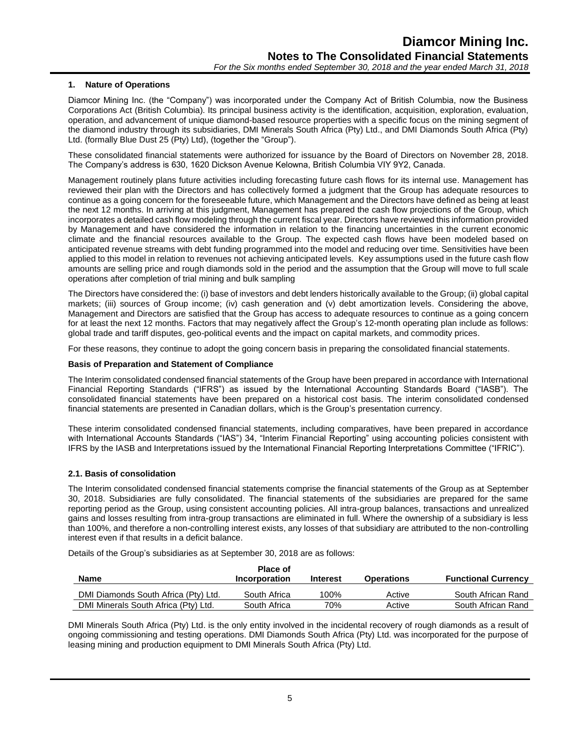## 1. Nature of Operations

Diamcor Mining Inc. (the "Company") was incorporated under the Company Act of British Columbia, now the Business Corporations Act (British Columbia). Its principal business activity is the identification, acquisition, exploration, evaluation, operation, and advancement of unique diamond-based resource properties with a specific focus on the mining segment of the diamond industry through its subsidiaries, DMI Minerals South Africa (Pty) Ltd., and DMI Diamonds South Africa (Pty) Ltd. (formally Blue Dust 25 (Pty) Ltd), (together the "Group").

These consolidated financial statements were authorized for issuance by the Board of Directors on November 28, 2018. The Company's address is 630, 1620 Dickson Avenue Kelowna, British Columbia VIY 9Y2, Canada.

Management routinely plans future activities including forecasting future cash flows for its internal use. Management has reviewed their plan with the Directors and has collectively formed a judgment that the Group has adequate resources to continue as a going concern for the foreseeable future, which Management and the Directors have defined as being at least the next 12 months. In arriving at this judgment, Management has prepared the cash flow projections of the Group, which incorporates a detailed cash flow modeling through the current fiscal year. Directors have reviewed this information provided by Management and have considered the information in relation to the financing uncertainties in the current economic climate and the financial resources available to the Group. The expected cash flows have been modeled based on anticipated revenue streams with debt funding programmed into the model and reducing over time. Sensitivities have been applied to this model in relation to revenues not achieving anticipated levels. Key assumptions used in the future cash flow amounts are selling price and rough diamonds sold in the period and the assumption that the Group will move to full scale operations after completion of trial mining and bulk sampling

The Directors have considered the: (i) base of investors and debt lenders historically available to the Group; (ii) global capital markets; (iii) sources of Group income; (iv) cash generation and (v) debt amortization levels. Considering the above, Management and Directors are satisfied that the Group has access to adequate resources to continue as a going concern for at least the next 12 months. Factors that may negatively affect the Group's 12-month operating plan include as follows: global trade and tariff disputes, geo-political events and the impact on capital markets, and commodity prices.

For these reasons, they continue to adopt the going concern basis in preparing the consolidated financial statements.

### Basis of Preparation and Statement of Compliance

The Interim consolidated condensed financial statements of the Group have been prepared in accordance with International Financial Reporting Standards ("IFRS") as issued by the International Accounting Standards Board ("IASB"). The consolidated financial statements have been prepared on a historical cost basis. The interim consolidated condensed financial statements are presented in Canadian dollars, which is the Group's presentation currency.

These interim consolidated condensed financial statements, including comparatives, have been prepared in accordance with International Accounts Standards ("IAS") 34, "Interim Financial Reporting" using accounting policies consistent with IFRS by the IASB and Interpretations issued by the International Financial Reporting Interpretations Committee ("IFRIC").

### 2.1. Basis of consolidation

The Interim consolidated condensed financial statements comprise the financial statements of the Group as at September 30, 2018. Subsidiaries are fully consolidated. The financial statements of the subsidiaries are prepared for the same reporting period as the Group, using consistent accounting policies. All intra-group balances, transactions and unrealized gains and losses resulting from intra-group transactions are eliminated in full. Where the ownership of a subsidiary is less than 100%, and therefore a non-controlling interest exists, any losses of that subsidiary are attributed to the non-controlling interest even if that results in a deficit balance.

Details of the Group's subsidiaries as at September 30, 2018 are as follows:

| Name | Place of Incorporation | Interest | Operations | Functional Currency |
|---|---|---|---|---|
| DMI Diamonds South Africa (Pty) Ltd. | South Africa | 100% | Active | South African Rand |
| DMI Minerals South Africa (Pty) Ltd. | South Africa | 70% | Active | South African Rand |

DMI Minerals South Africa (Pty) Ltd. is the only entity involved in the incidental recovery of rough diamonds as a result of ongoing commissioning and testing operations. DMI Diamonds South Africa (Pty) Ltd. was incorporated for the purpose of leasing mining and production equipment to DMI Minerals South Africa (Pty) Ltd.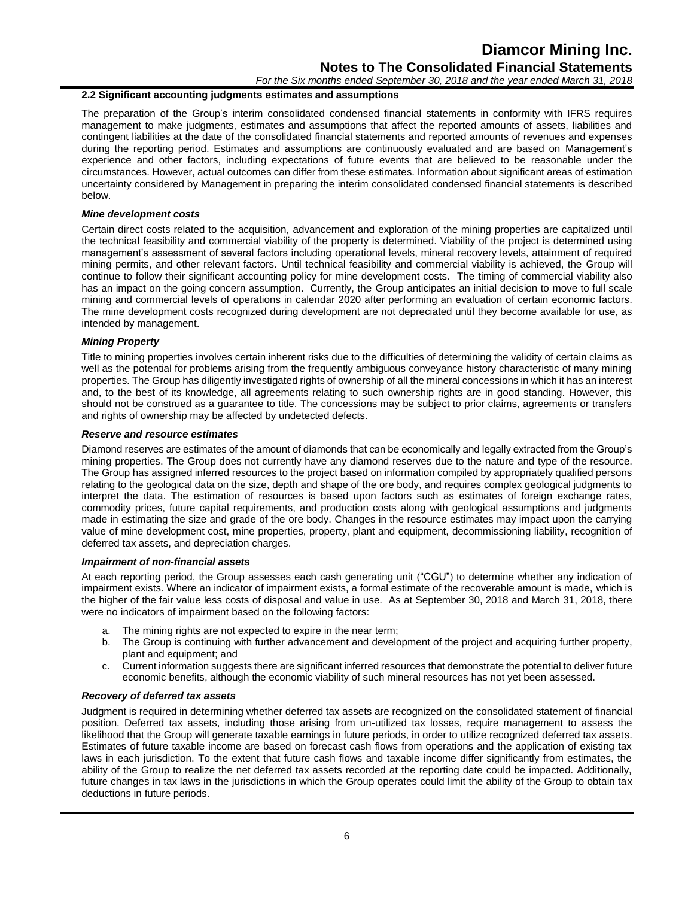### 2.2 Significant accounting judgments estimates and assumptions

The preparation of the Group's interim consolidated condensed financial statements in conformity with IFRS requires management to make judgments, estimates and assumptions that affect the reported amounts of assets, liabilities and contingent liabilities at the date of the consolidated financial statements and reported amounts of revenues and expenses during the reporting period. Estimates and assumptions are continuously evaluated and are based on Management's experience and other factors, including expectations of future events that are believed to be reasonable under the circumstances. However, actual outcomes can differ from these estimates. Information about significant areas of estimation uncertainty considered by Management in preparing the interim consolidated condensed financial statements is described below.

***Mine development costs***

Certain direct costs related to the acquisition, advancement and exploration of the mining properties are capitalized until the technical feasibility and commercial viability of the property is determined. Viability of the project is determined using management's assessment of several factors including operational levels, mineral recovery levels, attainment of required mining permits, and other relevant factors. Until technical feasibility and commercial viability is achieved, the Group will continue to follow their significant accounting policy for mine development costs. The timing of commercial viability also has an impact on the going concern assumption. Currently, the Group anticipates an initial decision to move to full scale mining and commercial levels of operations in calendar 2020 after performing an evaluation of certain economic factors. The mine development costs recognized during development are not depreciated until they become available for use, as intended by management.

***Mining Property***

Title to mining properties involves certain inherent risks due to the difficulties of determining the validity of certain claims as well as the potential for problems arising from the frequently ambiguous conveyance history characteristic of many mining properties. The Group has diligently investigated rights of ownership of all the mineral concessions in which it has an interest and, to the best of its knowledge, all agreements relating to such ownership rights are in good standing. However, this should not be construed as a guarantee to title. The concessions may be subject to prior claims, agreements or transfers and rights of ownership may be affected by undetected defects.

***Reserve and resource estimates***

Diamond reserves are estimates of the amount of diamonds that can be economically and legally extracted from the Group's mining properties. The Group does not currently have any diamond reserves due to the nature and type of the resource. The Group has assigned inferred resources to the project based on information compiled by appropriately qualified persons relating to the geological data on the size, depth and shape of the ore body, and requires complex geological judgments to interpret the data. The estimation of resources is based upon factors such as estimates of foreign exchange rates, commodity prices, future capital requirements, and production costs along with geological assumptions and judgments made in estimating the size and grade of the ore body. Changes in the resource estimates may impact upon the carrying value of mine development cost, mine properties, property, plant and equipment, decommissioning liability, recognition of deferred tax assets, and depreciation charges.

***Impairment of non-financial assets***

At each reporting period, the Group assesses each cash generating unit ("CGU") to determine whether any indication of impairment exists. Where an indicator of impairment exists, a formal estimate of the recoverable amount is made, which is the higher of the fair value less costs of disposal and value in use. As at September 30, 2018 and March 31, 2018, there were no indicators of impairment based on the following factors:

a. The mining rights are not expected to expire in the near term;
b. The Group is continuing with further advancement and development of the project and acquiring further property, plant and equipment; and
c. Current information suggests there are significant inferred resources that demonstrate the potential to deliver future economic benefits, although the economic viability of such mineral resources has not yet been assessed.

***Recovery of deferred tax assets***

Judgment is required in determining whether deferred tax assets are recognized on the consolidated statement of financial position. Deferred tax assets, including those arising from un-utilized tax losses, require management to assess the likelihood that the Group will generate taxable earnings in future periods, in order to utilize recognized deferred tax assets. Estimates of future taxable income are based on forecast cash flows from operations and the application of existing tax laws in each jurisdiction. To the extent that future cash flows and taxable income differ significantly from estimates, the ability of the Group to realize the net deferred tax assets recorded at the reporting date could be impacted. Additionally, future changes in tax laws in the jurisdictions in which the Group operates could limit the ability of the Group to obtain tax deductions in future periods.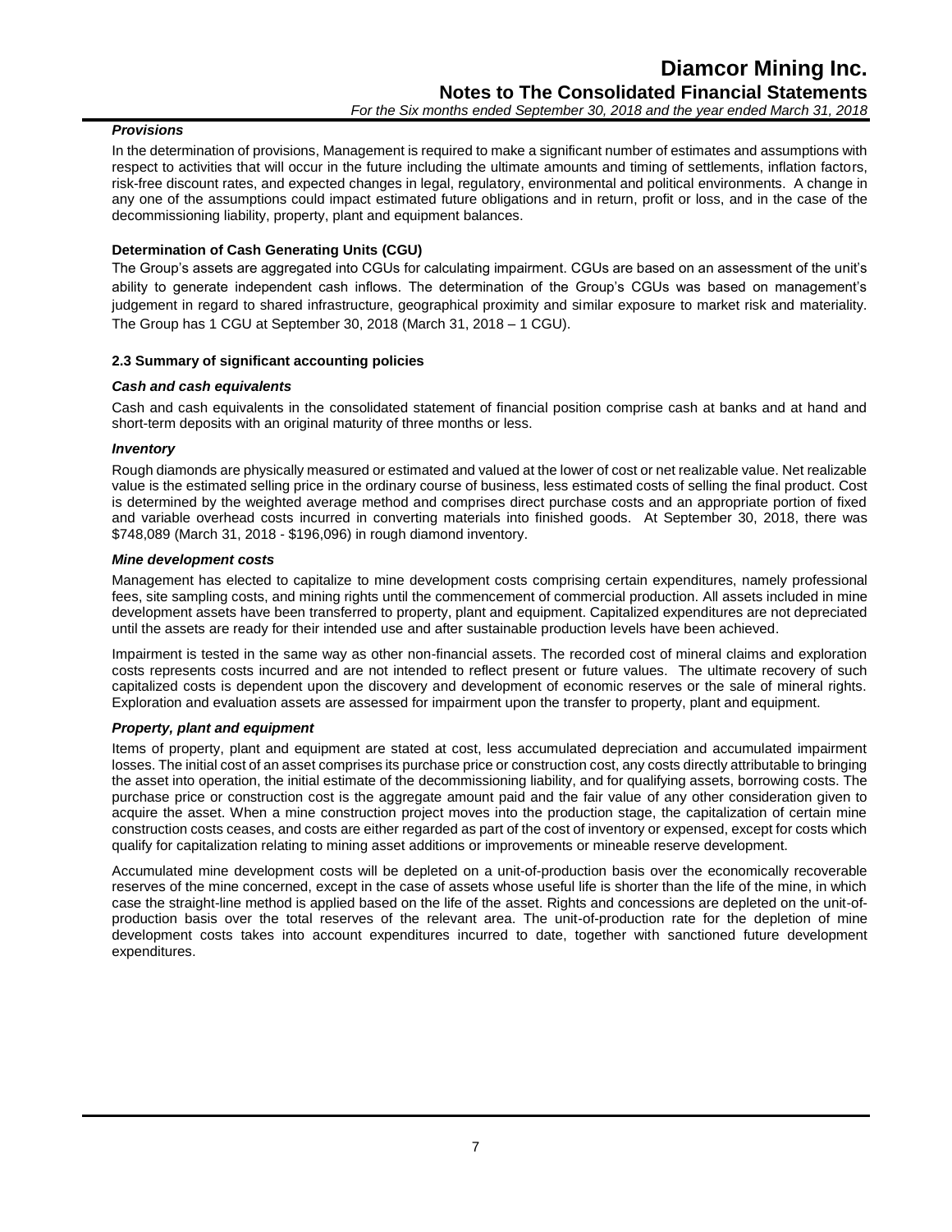***Provisions***

In the determination of provisions, Management is required to make a significant number of estimates and assumptions with respect to activities that will occur in the future including the ultimate amounts and timing of settlements, inflation factors, risk-free discount rates, and expected changes in legal, regulatory, environmental and political environments. A change in any one of the assumptions could impact estimated future obligations and in return, profit or loss, and in the case of the decommissioning liability, property, plant and equipment balances.

**Determination of Cash Generating Units (CGU)**

The Group's assets are aggregated into CGUs for calculating impairment. CGUs are based on an assessment of the unit's ability to generate independent cash inflows. The determination of the Group's CGUs was based on management's judgement in regard to shared infrastructure, geographical proximity and similar exposure to market risk and materiality. The Group has 1 CGU at September 30, 2018 (March 31, 2018 – 1 CGU).

### 2.3 Summary of significant accounting policies

***Cash and cash equivalents***

Cash and cash equivalents in the consolidated statement of financial position comprise cash at banks and at hand and short-term deposits with an original maturity of three months or less.

***Inventory***

Rough diamonds are physically measured or estimated and valued at the lower of cost or net realizable value. Net realizable value is the estimated selling price in the ordinary course of business, less estimated costs of selling the final product. Cost is determined by the weighted average method and comprises direct purchase costs and an appropriate portion of fixed and variable overhead costs incurred in converting materials into finished goods. At September 30, 2018, there was $748,089 (March 31, 2018 - $196,096) in rough diamond inventory.

***Mine development costs***

Management has elected to capitalize to mine development costs comprising certain expenditures, namely professional fees, site sampling costs, and mining rights until the commencement of commercial production. All assets included in mine development assets have been transferred to property, plant and equipment. Capitalized expenditures are not depreciated until the assets are ready for their intended use and after sustainable production levels have been achieved.

Impairment is tested in the same way as other non-financial assets. The recorded cost of mineral claims and exploration costs represents costs incurred and are not intended to reflect present or future values. The ultimate recovery of such capitalized costs is dependent upon the discovery and development of economic reserves or the sale of mineral rights. Exploration and evaluation assets are assessed for impairment upon the transfer to property, plant and equipment.

***Property, plant and equipment***

Items of property, plant and equipment are stated at cost, less accumulated depreciation and accumulated impairment losses. The initial cost of an asset comprises its purchase price or construction cost, any costs directly attributable to bringing the asset into operation, the initial estimate of the decommissioning liability, and for qualifying assets, borrowing costs. The purchase price or construction cost is the aggregate amount paid and the fair value of any other consideration given to acquire the asset. When a mine construction project moves into the production stage, the capitalization of certain mine construction costs ceases, and costs are either regarded as part of the cost of inventory or expensed, except for costs which qualify for capitalization relating to mining asset additions or improvements or mineable reserve development.

Accumulated mine development costs will be depleted on a unit-of-production basis over the economically recoverable reserves of the mine concerned, except in the case of assets whose useful life is shorter than the life of the mine, in which case the straight-line method is applied based on the life of the asset. Rights and concessions are depleted on the unit-of-production basis over the total reserves of the relevant area. The unit-of-production rate for the depletion of mine development costs takes into account expenditures incurred to date, together with sanctioned future development expenditures.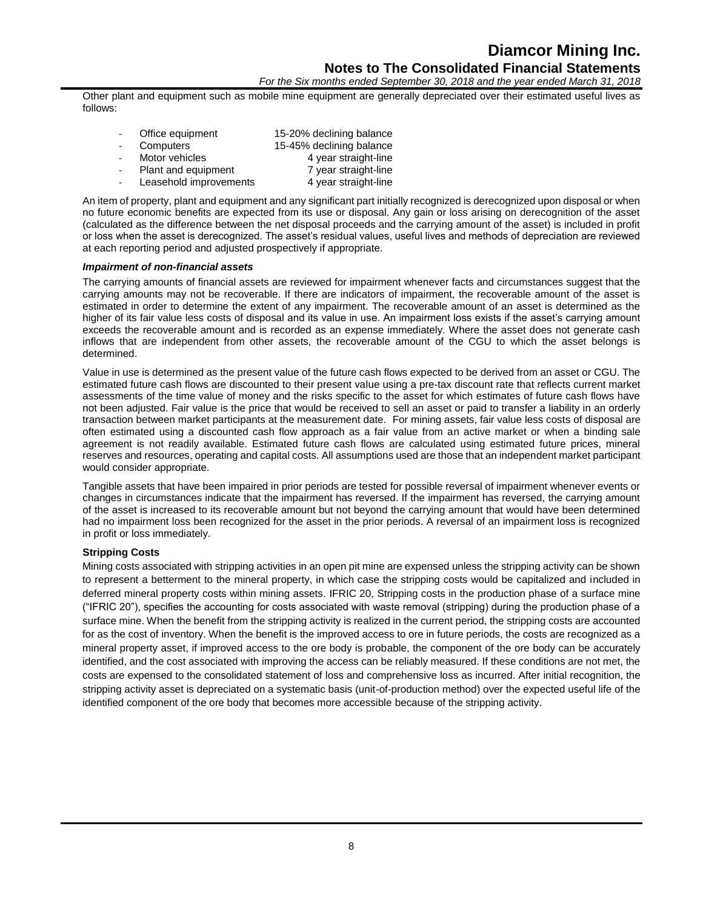Other plant and equipment such as mobile mine equipment are generally depreciated over their estimated useful lives as follows:

- Office equipment 15-20% declining balance
- Computers 15-45% declining balance
- Motor vehicles 4 year straight-line
- Plant and equipment 7 year straight-line
- Leasehold improvements 4 year straight-line

An item of property, plant and equipment and any significant part initially recognized is derecognized upon disposal or when no future economic benefits are expected from its use or disposal. Any gain or loss arising on derecognition of the asset (calculated as the difference between the net disposal proceeds and the carrying amount of the asset) is included in profit or loss when the asset is derecognized. The asset's residual values, useful lives and methods of depreciation are reviewed at each reporting period and adjusted prospectively if appropriate.

***Impairment of non-financial assets***

The carrying amounts of financial assets are reviewed for impairment whenever facts and circumstances suggest that the carrying amounts may not be recoverable. If there are indicators of impairment, the recoverable amount of the asset is estimated in order to determine the extent of any impairment. The recoverable amount of an asset is determined as the higher of its fair value less costs of disposal and its value in use. An impairment loss exists if the asset's carrying amount exceeds the recoverable amount and is recorded as an expense immediately. Where the asset does not generate cash inflows that are independent from other assets, the recoverable amount of the CGU to which the asset belongs is determined.

Value in use is determined as the present value of the future cash flows expected to be derived from an asset or CGU. The estimated future cash flows are discounted to their present value using a pre-tax discount rate that reflects current market assessments of the time value of money and the risks specific to the asset for which estimates of future cash flows have not been adjusted. Fair value is the price that would be received to sell an asset or paid to transfer a liability in an orderly transaction between market participants at the measurement date. For mining assets, fair value less costs of disposal are often estimated using a discounted cash flow approach as a fair value from an active market or when a binding sale agreement is not readily available. Estimated future cash flows are calculated using estimated future prices, mineral reserves and resources, operating and capital costs. All assumptions used are those that an independent market participant would consider appropriate.

Tangible assets that have been impaired in prior periods are tested for possible reversal of impairment whenever events or changes in circumstances indicate that the impairment has reversed. If the impairment has reversed, the carrying amount of the asset is increased to its recoverable amount but not beyond the carrying amount that would have been determined had no impairment loss been recognized for the asset in the prior periods. A reversal of an impairment loss is recognized in profit or loss immediately.

**Stripping Costs**

Mining costs associated with stripping activities in an open pit mine are expensed unless the stripping activity can be shown to represent a betterment to the mineral property, in which case the stripping costs would be capitalized and included in deferred mineral property costs within mining assets. IFRIC 20, Stripping costs in the production phase of a surface mine ("IFRIC 20"), specifies the accounting for costs associated with waste removal (stripping) during the production phase of a surface mine. When the benefit from the stripping activity is realized in the current period, the stripping costs are accounted for as the cost of inventory. When the benefit is the improved access to ore in future periods, the costs are recognized as a mineral property asset, if improved access to the ore body is probable, the component of the ore body can be accurately identified, and the cost associated with improving the access can be reliably measured. If these conditions are not met, the costs are expensed to the consolidated statement of loss and comprehensive loss as incurred. After initial recognition, the stripping activity asset is depreciated on a systematic basis (unit-of-production method) over the expected useful life of the identified component of the ore body that becomes more accessible because of the stripping activity.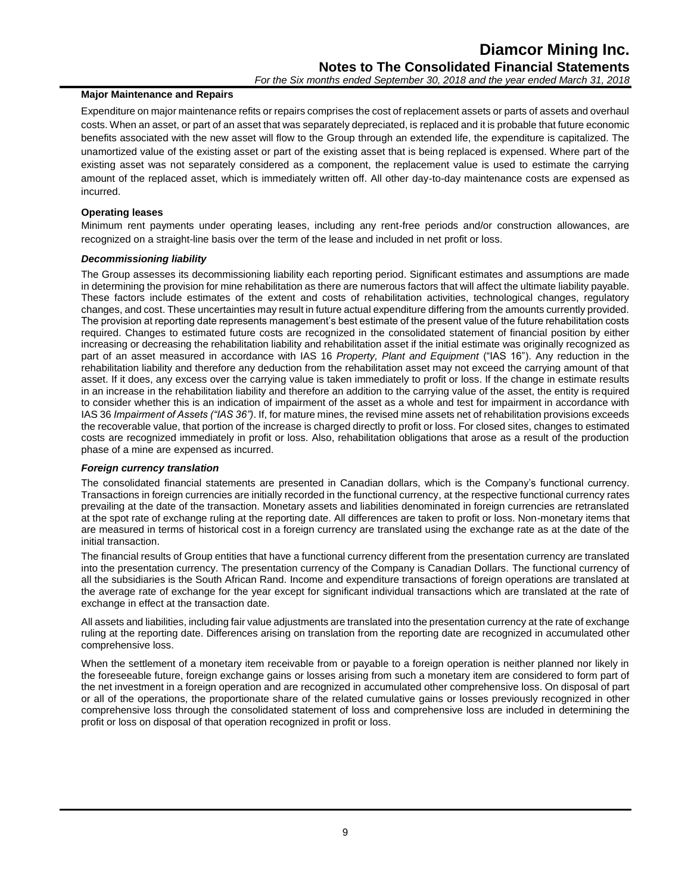**Major Maintenance and Repairs**

Expenditure on major maintenance refits or repairs comprises the cost of replacement assets or parts of assets and overhaul costs. When an asset, or part of an asset that was separately depreciated, is replaced and it is probable that future economic benefits associated with the new asset will flow to the Group through an extended life, the expenditure is capitalized. The unamortized value of the existing asset or part of the existing asset that is being replaced is expensed. Where part of the existing asset was not separately considered as a component, the replacement value is used to estimate the carrying amount of the replaced asset, which is immediately written off. All other day-to-day maintenance costs are expensed as incurred.

**Operating leases**

Minimum rent payments under operating leases, including any rent-free periods and/or construction allowances, are recognized on a straight-line basis over the term of the lease and included in net profit or loss.

***Decommissioning liability***

The Group assesses its decommissioning liability each reporting period. Significant estimates and assumptions are made in determining the provision for mine rehabilitation as there are numerous factors that will affect the ultimate liability payable. These factors include estimates of the extent and costs of rehabilitation activities, technological changes, regulatory changes, and cost. These uncertainties may result in future actual expenditure differing from the amounts currently provided. The provision at reporting date represents management's best estimate of the present value of the future rehabilitation costs required. Changes to estimated future costs are recognized in the consolidated statement of financial position by either increasing or decreasing the rehabilitation liability and rehabilitation asset if the initial estimate was originally recognized as part of an asset measured in accordance with IAS 16 *Property, Plant and Equipment* ("IAS 16"). Any reduction in the rehabilitation liability and therefore any deduction from the rehabilitation asset may not exceed the carrying amount of that asset. If it does, any excess over the carrying value is taken immediately to profit or loss. If the change in estimate results in an increase in the rehabilitation liability and therefore an addition to the carrying value of the asset, the entity is required to consider whether this is an indication of impairment of the asset as a whole and test for impairment in accordance with IAS 36 *Impairment of Assets ("IAS 36")*. If, for mature mines, the revised mine assets net of rehabilitation provisions exceeds the recoverable value, that portion of the increase is charged directly to profit or loss. For closed sites, changes to estimated costs are recognized immediately in profit or loss. Also, rehabilitation obligations that arose as a result of the production phase of a mine are expensed as incurred.

***Foreign currency translation***

The consolidated financial statements are presented in Canadian dollars, which is the Company's functional currency. Transactions in foreign currencies are initially recorded in the functional currency, at the respective functional currency rates prevailing at the date of the transaction. Monetary assets and liabilities denominated in foreign currencies are retranslated at the spot rate of exchange ruling at the reporting date. All differences are taken to profit or loss. Non-monetary items that are measured in terms of historical cost in a foreign currency are translated using the exchange rate as at the date of the initial transaction.

The financial results of Group entities that have a functional currency different from the presentation currency are translated into the presentation currency. The presentation currency of the Company is Canadian Dollars. The functional currency of all the subsidiaries is the South African Rand. Income and expenditure transactions of foreign operations are translated at the average rate of exchange for the year except for significant individual transactions which are translated at the rate of exchange in effect at the transaction date.

All assets and liabilities, including fair value adjustments are translated into the presentation currency at the rate of exchange ruling at the reporting date. Differences arising on translation from the reporting date are recognized in accumulated other comprehensive loss.

When the settlement of a monetary item receivable from or payable to a foreign operation is neither planned nor likely in the foreseeable future, foreign exchange gains or losses arising from such a monetary item are considered to form part of the net investment in a foreign operation and are recognized in accumulated other comprehensive loss. On disposal of part or all of the operations, the proportionate share of the related cumulative gains or losses previously recognized in other comprehensive loss through the consolidated statement of loss and comprehensive loss are included in determining the profit or loss on disposal of that operation recognized in profit or loss.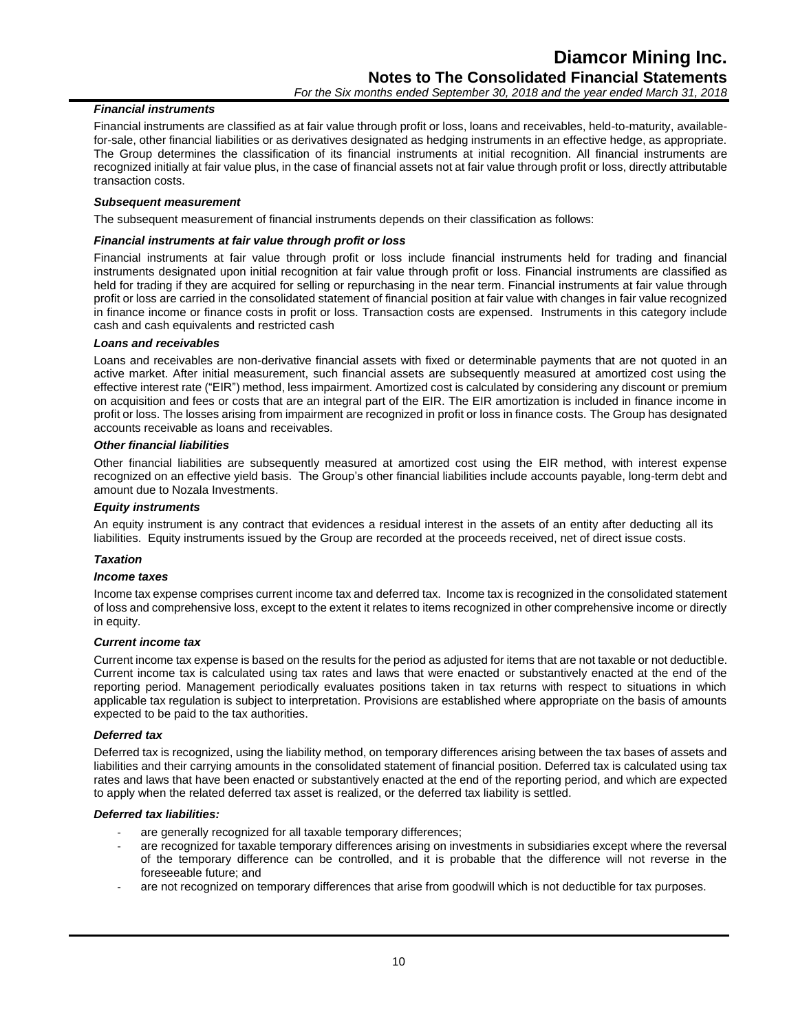***Financial instruments***

Financial instruments are classified as at fair value through profit or loss, loans and receivables, held-to-maturity, available-for-sale, other financial liabilities or as derivatives designated as hedging instruments in an effective hedge, as appropriate. The Group determines the classification of its financial instruments at initial recognition. All financial instruments are recognized initially at fair value plus, in the case of financial assets not at fair value through profit or loss, directly attributable transaction costs.

***Subsequent measurement***

The subsequent measurement of financial instruments depends on their classification as follows:

***Financial instruments at fair value through profit or loss***

Financial instruments at fair value through profit or loss include financial instruments held for trading and financial instruments designated upon initial recognition at fair value through profit or loss. Financial instruments are classified as held for trading if they are acquired for selling or repurchasing in the near term. Financial instruments at fair value through profit or loss are carried in the consolidated statement of financial position at fair value with changes in fair value recognized in finance income or finance costs in profit or loss. Transaction costs are expensed. Instruments in this category include cash and cash equivalents and restricted cash

***Loans and receivables***

Loans and receivables are non-derivative financial assets with fixed or determinable payments that are not quoted in an active market. After initial measurement, such financial assets are subsequently measured at amortized cost using the effective interest rate ("EIR") method, less impairment. Amortized cost is calculated by considering any discount or premium on acquisition and fees or costs that are an integral part of the EIR. The EIR amortization is included in finance income in profit or loss. The losses arising from impairment are recognized in profit or loss in finance costs. The Group has designated accounts receivable as loans and receivables.

***Other financial liabilities***

Other financial liabilities are subsequently measured at amortized cost using the EIR method, with interest expense recognized on an effective yield basis. The Group's other financial liabilities include accounts payable, long-term debt and amount due to Nozala Investments.

***Equity instruments***

An equity instrument is any contract that evidences a residual interest in the assets of an entity after deducting all its liabilities. Equity instruments issued by the Group are recorded at the proceeds received, net of direct issue costs.

***Taxation***

***Income taxes***

Income tax expense comprises current income tax and deferred tax. Income tax is recognized in the consolidated statement of loss and comprehensive loss, except to the extent it relates to items recognized in other comprehensive income or directly in equity.

***Current income tax***

Current income tax expense is based on the results for the period as adjusted for items that are not taxable or not deductible. Current income tax is calculated using tax rates and laws that were enacted or substantively enacted at the end of the reporting period. Management periodically evaluates positions taken in tax returns with respect to situations in which applicable tax regulation is subject to interpretation. Provisions are established where appropriate on the basis of amounts expected to be paid to the tax authorities.

***Deferred tax***

Deferred tax is recognized, using the liability method, on temporary differences arising between the tax bases of assets and liabilities and their carrying amounts in the consolidated statement of financial position. Deferred tax is calculated using tax rates and laws that have been enacted or substantively enacted at the end of the reporting period, and which are expected to apply when the related deferred tax asset is realized, or the deferred tax liability is settled.

***Deferred tax liabilities:***

- are generally recognized for all taxable temporary differences;
- are recognized for taxable temporary differences arising on investments in subsidiaries except where the reversal of the temporary difference can be controlled, and it is probable that the difference will not reverse in the foreseeable future; and
- are not recognized on temporary differences that arise from goodwill which is not deductible for tax purposes.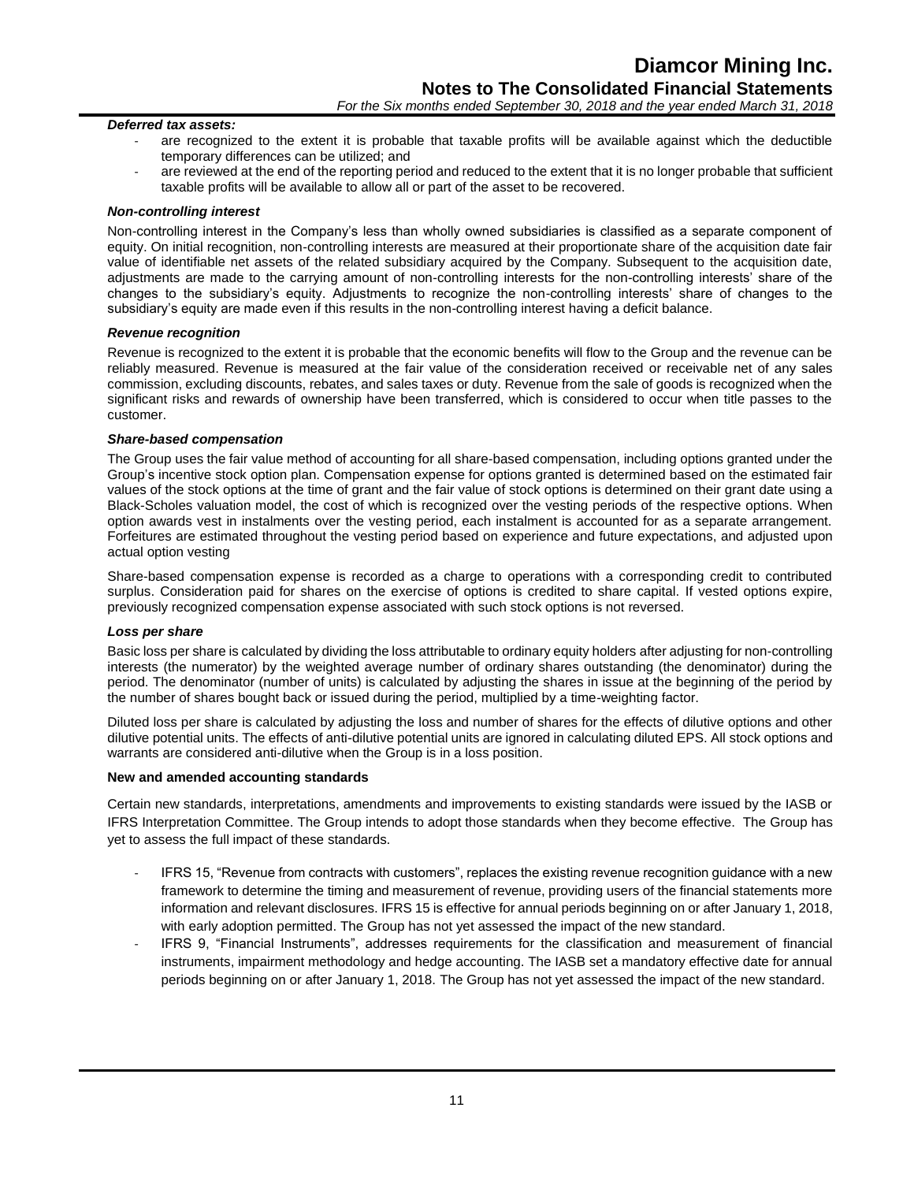***Deferred tax assets:***

- are recognized to the extent it is probable that taxable profits will be available against which the deductible temporary differences can be utilized; and
- are reviewed at the end of the reporting period and reduced to the extent that it is no longer probable that sufficient taxable profits will be available to allow all or part of the asset to be recovered.

***Non-controlling interest***

Non-controlling interest in the Company's less than wholly owned subsidiaries is classified as a separate component of equity. On initial recognition, non-controlling interests are measured at their proportionate share of the acquisition date fair value of identifiable net assets of the related subsidiary acquired by the Company. Subsequent to the acquisition date, adjustments are made to the carrying amount of non-controlling interests for the non-controlling interests' share of the changes to the subsidiary's equity. Adjustments to recognize the non-controlling interests' share of changes to the subsidiary's equity are made even if this results in the non-controlling interest having a deficit balance.

***Revenue recognition***

Revenue is recognized to the extent it is probable that the economic benefits will flow to the Group and the revenue can be reliably measured. Revenue is measured at the fair value of the consideration received or receivable net of any sales commission, excluding discounts, rebates, and sales taxes or duty. Revenue from the sale of goods is recognized when the significant risks and rewards of ownership have been transferred, which is considered to occur when title passes to the customer.

***Share-based compensation***

The Group uses the fair value method of accounting for all share-based compensation, including options granted under the Group's incentive stock option plan. Compensation expense for options granted is determined based on the estimated fair values of the stock options at the time of grant and the fair value of stock options is determined on their grant date using a Black-Scholes valuation model, the cost of which is recognized over the vesting periods of the respective options. When option awards vest in instalments over the vesting period, each instalment is accounted for as a separate arrangement. Forfeitures are estimated throughout the vesting period based on experience and future expectations, and adjusted upon actual option vesting

Share-based compensation expense is recorded as a charge to operations with a corresponding credit to contributed surplus. Consideration paid for shares on the exercise of options is credited to share capital. If vested options expire, previously recognized compensation expense associated with such stock options is not reversed.

***Loss per share***

Basic loss per share is calculated by dividing the loss attributable to ordinary equity holders after adjusting for non-controlling interests (the numerator) by the weighted average number of ordinary shares outstanding (the denominator) during the period. The denominator (number of units) is calculated by adjusting the shares in issue at the beginning of the period by the number of shares bought back or issued during the period, multiplied by a time-weighting factor.

Diluted loss per share is calculated by adjusting the loss and number of shares for the effects of dilutive options and other dilutive potential units. The effects of anti-dilutive potential units are ignored in calculating diluted EPS. All stock options and warrants are considered anti-dilutive when the Group is in a loss position.

**New and amended accounting standards**

Certain new standards, interpretations, amendments and improvements to existing standards were issued by the IASB or IFRS Interpretation Committee. The Group intends to adopt those standards when they become effective. The Group has yet to assess the full impact of these standards.

- IFRS 15, "Revenue from contracts with customers", replaces the existing revenue recognition guidance with a new framework to determine the timing and measurement of revenue, providing users of the financial statements more information and relevant disclosures. IFRS 15 is effective for annual periods beginning on or after January 1, 2018, with early adoption permitted. The Group has not yet assessed the impact of the new standard.
- IFRS 9, "Financial Instruments", addresses requirements for the classification and measurement of financial instruments, impairment methodology and hedge accounting. The IASB set a mandatory effective date for annual periods beginning on or after January 1, 2018. The Group has not yet assessed the impact of the new standard.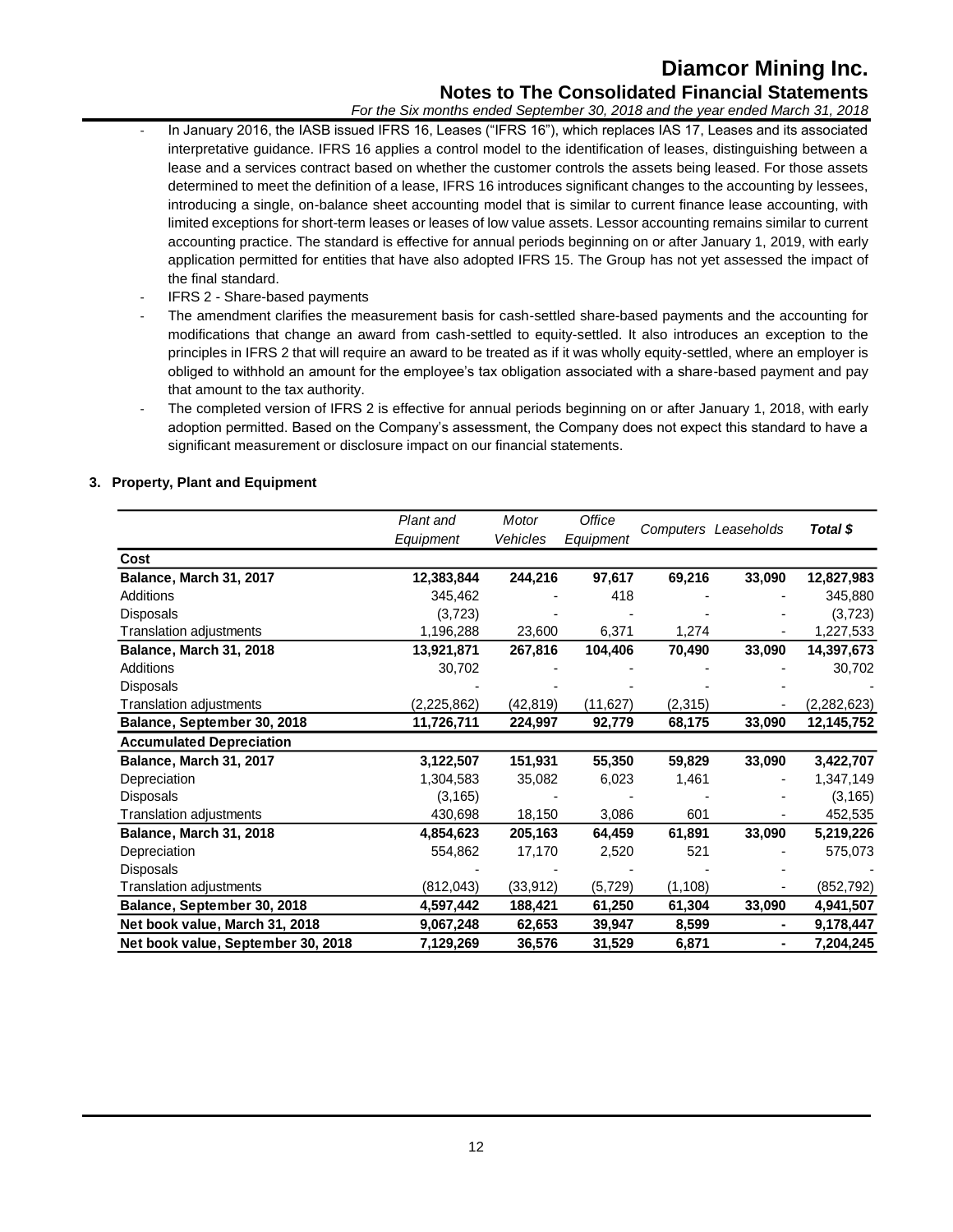- In January 2016, the IASB issued IFRS 16, Leases ("IFRS 16"), which replaces IAS 17, Leases and its associated interpretative guidance. IFRS 16 applies a control model to the identification of leases, distinguishing between a lease and a services contract based on whether the customer controls the assets being leased. For those assets determined to meet the definition of a lease, IFRS 16 introduces significant changes to the accounting by lessees, introducing a single, on-balance sheet accounting model that is similar to current finance lease accounting, with limited exceptions for short-term leases or leases of low value assets. Lessor accounting remains similar to current accounting practice. The standard is effective for annual periods beginning on or after January 1, 2019, with early application permitted for entities that have also adopted IFRS 15. The Group has not yet assessed the impact of the final standard.
- IFRS 2 - Share-based payments
- The amendment clarifies the measurement basis for cash-settled share-based payments and the accounting for modifications that change an award from cash-settled to equity-settled. It also introduces an exception to the principles in IFRS 2 that will require an award to be treated as if it was wholly equity-settled, where an employer is obliged to withhold an amount for the employee's tax obligation associated with a share-based payment and pay that amount to the tax authority.
- The completed version of IFRS 2 is effective for annual periods beginning on or after January 1, 2018, with early adoption permitted. Based on the Company's assessment, the Company does not expect this standard to have a significant measurement or disclosure impact on our financial statements.

## 3. Property, Plant and Equipment

| | *Plant and Equipment* | *Motor Vehicles* | *Office Equipment* | *Computers* | *Leaseholds* | ***Total $*** |
|---|---|---|---|---|---|---|
| **Cost** | | | | | | |
| **Balance, March 31, 2017** | **12,383,844** | **244,216** | **97,617** | **69,216** | **33,090** | **12,827,983** |
| Additions | 345,462 | - | 418 | - | - | 345,880 |
| Disposals | (3,723) | - | - | - | - | (3,723) |
| Translation adjustments | 1,196,288 | 23,600 | 6,371 | 1,274 | - | 1,227,533 |
| **Balance, March 31, 2018** | **13,921,871** | **267,816** | **104,406** | **70,490** | **33,090** | **14,397,673** |
| Additions | 30,702 | - | - | - | - | 30,702 |
| Disposals | - | - | - | - | - | - |
| Translation adjustments | (2,225,862) | (42,819) | (11,627) | (2,315) | - | (2,282,623) |
| **Balance, September 30, 2018** | **11,726,711** | **224,997** | **92,779** | **68,175** | **33,090** | **12,145,752** |
| **Accumulated Depreciation** | | | | | | |
| **Balance, March 31, 2017** | **3,122,507** | **151,931** | **55,350** | **59,829** | **33,090** | **3,422,707** |
| Depreciation | 1,304,583 | 35,082 | 6,023 | 1,461 | - | 1,347,149 |
| Disposals | (3,165) | - | - | - | - | (3,165) |
| Translation adjustments | 430,698 | 18,150 | 3,086 | 601 | - | 452,535 |
| **Balance, March 31, 2018** | **4,854,623** | **205,163** | **64,459** | **61,891** | **33,090** | **5,219,226** |
| Depreciation | 554,862 | 17,170 | 2,520 | 521 | - | 575,073 |
| Disposals | - | - | - | - | - | - |
| Translation adjustments | (812,043) | (33,912) | (5,729) | (1,108) | - | (852,792) |
| **Balance, September 30, 2018** | **4,597,442** | **188,421** | **61,250** | **61,304** | **33,090** | **4,941,507** |
| **Net book value, March 31, 2018** | **9,067,248** | **62,653** | **39,947** | **8,599** | **-** | **9,178,447** |
| **Net book value, September 30, 2018** | **7,129,269** | **36,576** | **31,529** | **6,871** | **-** | **7,204,245** |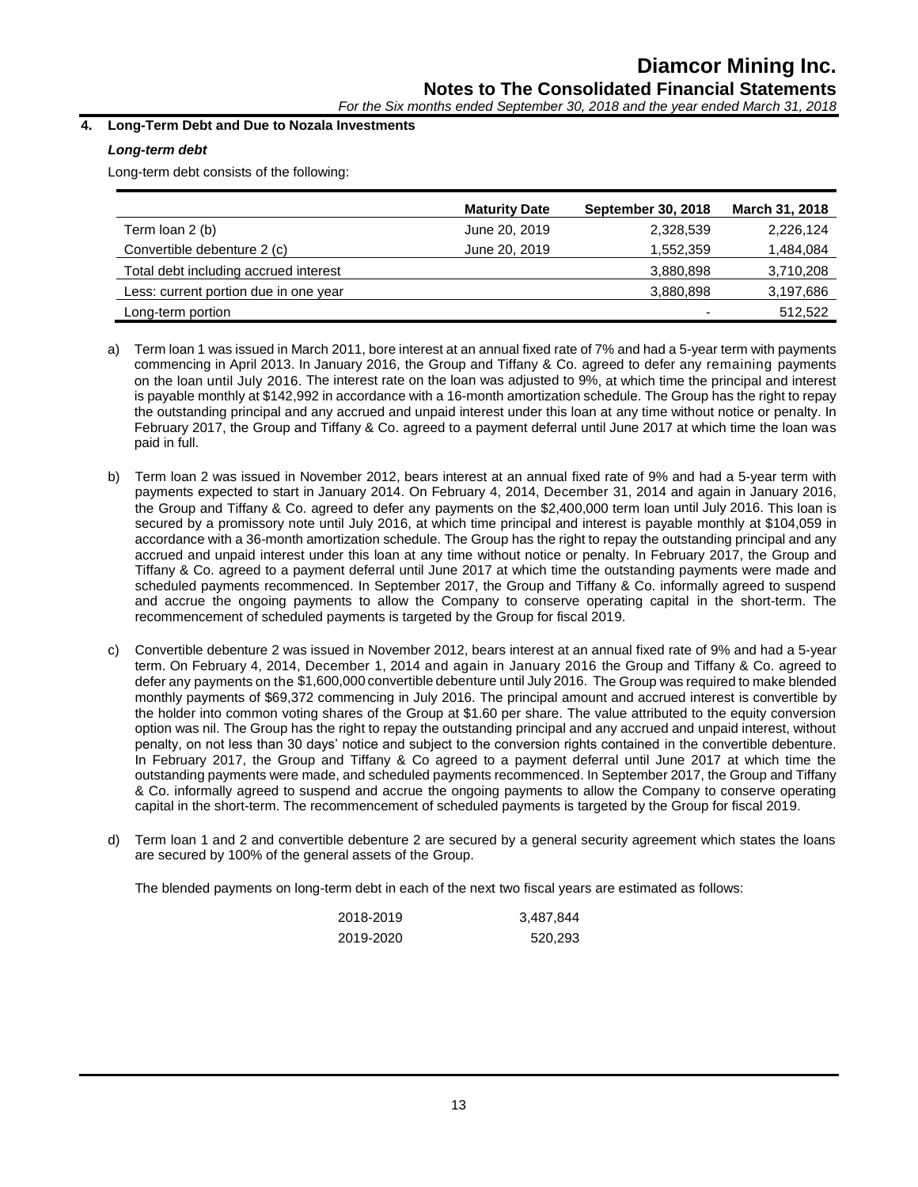## 4. Long-Term Debt and Due to Nozala Investments

### *Long-term debt*

Long-term debt consists of the following:

| | Maturity Date | September 30, 2018 | March 31, 2018 |
|---|---|---|---|
| Term loan 2 (b) | June 20, 2019 | 2,328,539 | 2,226,124 |
| Convertible debenture 2 (c) | June 20, 2019 | 1,552,359 | 1,484,084 |
| Total debt including accrued interest | | 3,880,898 | 3,710,208 |
| Less: current portion due in one year | | 3,880,898 | 3,197,686 |
| Long-term portion | | - | 512,522 |

a) Term loan 1 was issued in March 2011, bore interest at an annual fixed rate of 7% and had a 5-year term with payments commencing in April 2013. In January 2016, the Group and Tiffany & Co. agreed to defer any remaining payments on the loan until July 2016. The interest rate on the loan was adjusted to 9%, at which time the principal and interest is payable monthly at $142,992 in accordance with a 16-month amortization schedule. The Group has the right to repay the outstanding principal and any accrued and unpaid interest under this loan at any time without notice or penalty. In February 2017, the Group and Tiffany & Co. agreed to a payment deferral until June 2017 at which time the loan was paid in full.

b) Term loan 2 was issued in November 2012, bears interest at an annual fixed rate of 9% and had a 5-year term with payments expected to start in January 2014. On February 4, 2014, December 31, 2014 and again in January 2016, the Group and Tiffany & Co. agreed to defer any payments on the $2,400,000 term loan until July 2016. This loan is secured by a promissory note until July 2016, at which time principal and interest is payable monthly at $104,059 in accordance with a 36-month amortization schedule. The Group has the right to repay the outstanding principal and any accrued and unpaid interest under this loan at any time without notice or penalty. In February 2017, the Group and Tiffany & Co. agreed to a payment deferral until June 2017 at which time the outstanding payments were made and scheduled payments recommenced. In September 2017, the Group and Tiffany & Co. informally agreed to suspend and accrue the ongoing payments to allow the Company to conserve operating capital in the short-term. The recommencement of scheduled payments is targeted by the Group for fiscal 2019.

c) Convertible debenture 2 was issued in November 2012, bears interest at an annual fixed rate of 9% and had a 5-year term. On February 4, 2014, December 1, 2014 and again in January 2016 the Group and Tiffany & Co. agreed to defer any payments on the $1,600,000 convertible debenture until July 2016. The Group was required to make blended monthly payments of $69,372 commencing in July 2016. The principal amount and accrued interest is convertible by the holder into common voting shares of the Group at $1.60 per share. The value attributed to the equity conversion option was nil. The Group has the right to repay the outstanding principal and any accrued and unpaid interest, without penalty, on not less than 30 days' notice and subject to the conversion rights contained in the convertible debenture. In February 2017, the Group and Tiffany & Co agreed to a payment deferral until June 2017 at which time the outstanding payments were made, and scheduled payments recommenced. In September 2017, the Group and Tiffany & Co. informally agreed to suspend and accrue the ongoing payments to allow the Company to conserve operating capital in the short-term. The recommencement of scheduled payments is targeted by the Group for fiscal 2019.

d) Term loan 1 and 2 and convertible debenture 2 are secured by a general security agreement which states the loans are secured by 100% of the general assets of the Group.

The blended payments on long-term debt in each of the next two fiscal years are estimated as follows:

| | |
|---|---|
| 2018-2019 | 3,487,844 |
| 2019-2020 | 520,293 |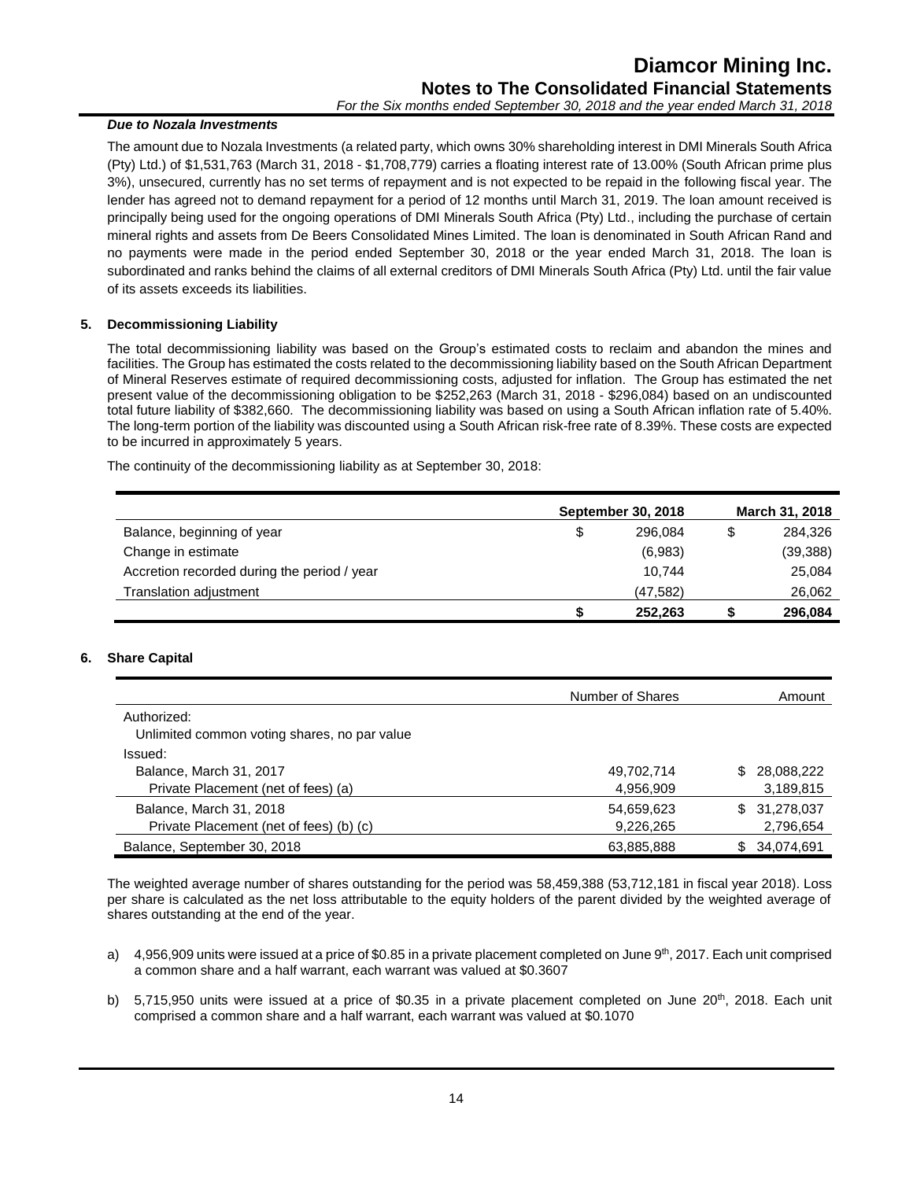***Due to Nozala Investments***

The amount due to Nozala Investments (a related party, which owns 30% shareholding interest in DMI Minerals South Africa (Pty) Ltd.) of $1,531,763 (March 31, 2018 - $1,708,779) carries a floating interest rate of 13.00% (South African prime plus 3%), unsecured, currently has no set terms of repayment and is not expected to be repaid in the following fiscal year. The lender has agreed not to demand repayment for a period of 12 months until March 31, 2019. The loan amount received is principally being used for the ongoing operations of DMI Minerals South Africa (Pty) Ltd., including the purchase of certain mineral rights and assets from De Beers Consolidated Mines Limited. The loan is denominated in South African Rand and no payments were made in the period ended September 30, 2018 or the year ended March 31, 2018. The loan is subordinated and ranks behind the claims of all external creditors of DMI Minerals South Africa (Pty) Ltd. until the fair value of its assets exceeds its liabilities.

## 5. Decommissioning Liability

The total decommissioning liability was based on the Group's estimated costs to reclaim and abandon the mines and facilities. The Group has estimated the costs related to the decommissioning liability based on the South African Department of Mineral Reserves estimate of required decommissioning costs, adjusted for inflation. The Group has estimated the net present value of the decommissioning obligation to be $252,263 (March 31, 2018 - $296,084) based on an undiscounted total future liability of $382,660. The decommissioning liability was based on using a South African inflation rate of 5.40%. The long-term portion of the liability was discounted using a South African risk-free rate of 8.39%. These costs are expected to be incurred in approximately 5 years.

The continuity of the decommissioning liability as at September 30, 2018:

| | September 30, 2018 | March 31, 2018 |
|---|---|---|
| Balance, beginning of year | $ 296,084 | $ 284,326 |
| Change in estimate | (6,983) | (39,388) |
| Accretion recorded during the period / year | 10,744 | 25,084 |
| Translation adjustment | (47,582) | 26,062 |
| | **$ 252,263** | **$ 296,084** |

## 6. Share Capital

| | Number of Shares | Amount |
|---|---|---|
| Authorized: | | |
| Unlimited common voting shares, no par value | | |
| Issued: | | |
| Balance, March 31, 2017 | 49,702,714 | $ 28,088,222 |
| Private Placement (net of fees) (a) | 4,956,909 | 3,189,815 |
| Balance, March 31, 2018 | 54,659,623 | $ 31,278,037 |
| Private Placement (net of fees) (b) (c) | 9,226,265 | 2,796,654 |
| Balance, September 30, 2018 | 63,885,888 | $ 34,074,691 |

The weighted average number of shares outstanding for the period was 58,459,388 (53,712,181 in fiscal year 2018). Loss per share is calculated as the net loss attributable to the equity holders of the parent divided by the weighted average of shares outstanding at the end of the year.

a) 4,956,909 units were issued at a price of $0.85 in a private placement completed on June 9th, 2017. Each unit comprised a common share and a half warrant, each warrant was valued at $0.3607

b) 5,715,950 units were issued at a price of $0.35 in a private placement completed on June 20th, 2018. Each unit comprised a common share and a half warrant, each warrant was valued at $0.1070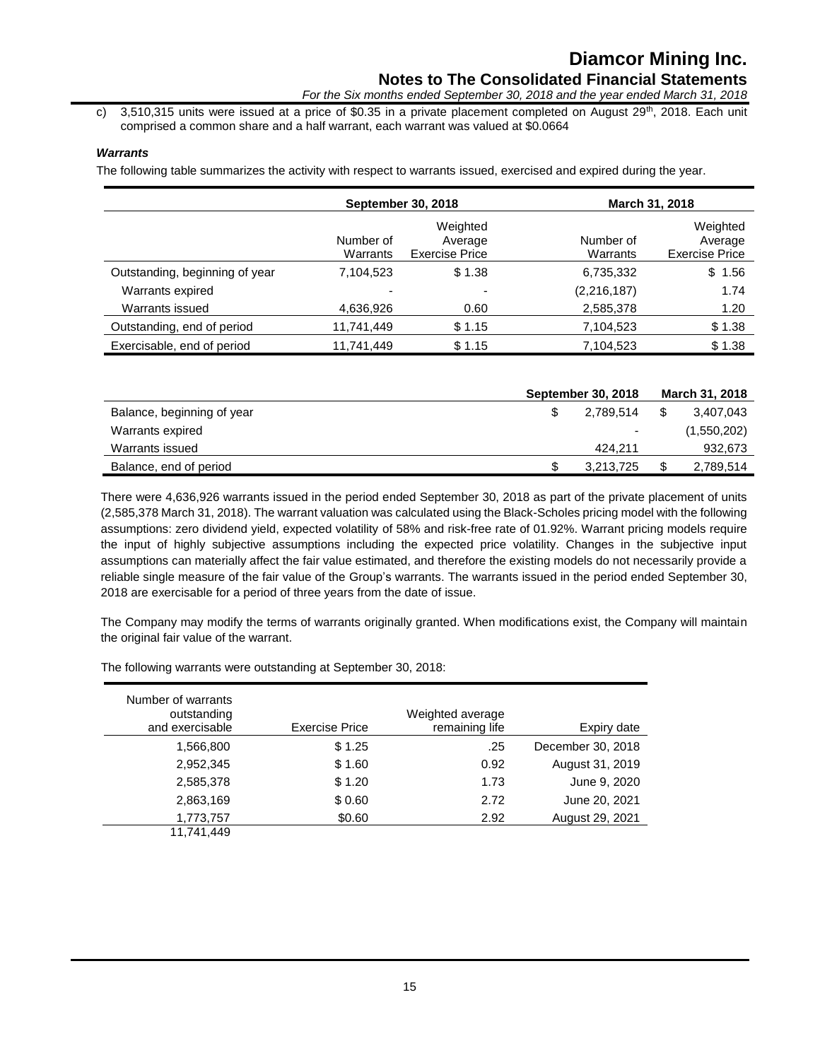c) 3,510,315 units were issued at a price of \$0.35 in a private placement completed on August 29th, 2018. Each unit comprised a common share and a half warrant, each warrant was valued at \$0.0664

### *Warrants*

The following table summarizes the activity with respect to warrants issued, exercised and expired during the year.

| | September 30, 2018 | | March 31, 2018 | |
|---|---|---|---|---|
| | Number of Warrants | Weighted Average Exercise Price | Number of Warrants | Weighted Average Exercise Price |
| Outstanding, beginning of year | 7,104,523 | \$ 1.38 | 6,735,332 | \$ 1.56 |
| Warrants expired | - | - | (2,216,187) | 1.74 |
| Warrants issued | 4,636,926 | 0.60 | 2,585,378 | 1.20 |
| Outstanding, end of period | 11,741,449 | \$ 1.15 | 7,104,523 | \$ 1.38 |
| Exercisable, end of period | 11,741,449 | \$ 1.15 | 7,104,523 | \$ 1.38 |

| | September 30, 2018 | March 31, 2018 |
|---|---|---|
| Balance, beginning of year | \$ 2,789,514 | \$ 3,407,043 |
| Warrants expired | - | (1,550,202) |
| Warrants issued | 424,211 | 932,673 |
| Balance, end of period | \$ 3,213,725 | \$ 2,789,514 |

There were 4,636,926 warrants issued in the period ended September 30, 2018 as part of the private placement of units (2,585,378 March 31, 2018). The warrant valuation was calculated using the Black-Scholes pricing model with the following assumptions: zero dividend yield, expected volatility of 58% and risk-free rate of 01.92%. Warrant pricing models require the input of highly subjective assumptions including the expected price volatility. Changes in the subjective input assumptions can materially affect the fair value estimated, and therefore the existing models do not necessarily provide a reliable single measure of the fair value of the Group's warrants. The warrants issued in the period ended September 30, 2018 are exercisable for a period of three years from the date of issue.

The Company may modify the terms of warrants originally granted. When modifications exist, the Company will maintain the original fair value of the warrant.

The following warrants were outstanding at September 30, 2018:

| Number of warrants outstanding and exercisable | Exercise Price | Weighted average remaining life | Expiry date |
|---|---|---|---|
| 1,566,800 | \$ 1.25 | .25 | December 30, 2018 |
| 2,952,345 | \$ 1.60 | 0.92 | August 31, 2019 |
| 2,585,378 | \$ 1.20 | 1.73 | June 9, 2020 |
| 2,863,169 | \$ 0.60 | 2.72 | June 20, 2021 |
| 1,773,757 | \$0.60 | 2.92 | August 29, 2021 |
| 11,741,449 | | | |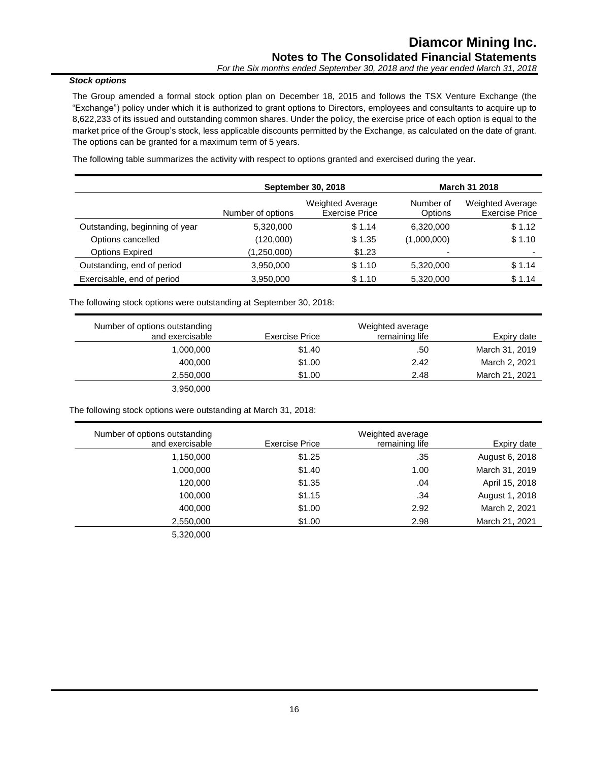***Stock options***

The Group amended a formal stock option plan on December 18, 2015 and follows the TSX Venture Exchange (the "Exchange") policy under which it is authorized to grant options to Directors, employees and consultants to acquire up to 8,622,233 of its issued and outstanding common shares. Under the policy, the exercise price of each option is equal to the market price of the Group's stock, less applicable discounts permitted by the Exchange, as calculated on the date of grant. The options can be granted for a maximum term of 5 years.

The following table summarizes the activity with respect to options granted and exercised during the year.

| | September 30, 2018 | | March 31 2018 | |
|---|---|---|---|---|
| | Number of options | Weighted Average Exercise Price | Number of Options | Weighted Average Exercise Price |
| Outstanding, beginning of year | 5,320,000 | $ 1.14 | 6,320,000 | $ 1.12 |
| Options cancelled | (120,000) | $ 1.35 | (1,000,000) | $ 1.10 |
| Options Expired | (1,250,000) | $1.23 | - | - |
| Outstanding, end of period | 3,950,000 | $ 1.10 | 5,320,000 | $ 1.14 |
| Exercisable, end of period | 3,950,000 | $ 1.10 | 5,320,000 | $ 1.14 |

The following stock options were outstanding at September 30, 2018:

| Number of options outstanding and exercisable | Exercise Price | Weighted average remaining life | Expiry date |
|---|---|---|---|
| 1,000,000 | $1.40 | .50 | March 31, 2019 |
| 400,000 | $1.00 | 2.42 | March 2, 2021 |
| 2,550,000 | $1.00 | 2.48 | March 21, 2021 |
| 3,950,000 | | | |

The following stock options were outstanding at March 31, 2018:

| Number of options outstanding and exercisable | Exercise Price | Weighted average remaining life | Expiry date |
|---|---|---|---|
| 1,150,000 | $1.25 | .35 | August 6, 2018 |
| 1,000,000 | $1.40 | 1.00 | March 31, 2019 |
| 120,000 | $1.35 | .04 | April 15, 2018 |
| 100,000 | $1.15 | .34 | August 1, 2018 |
| 400,000 | $1.00 | 2.92 | March 2, 2021 |
| 2,550,000 | $1.00 | 2.98 | March 21, 2021 |
| 5,320,000 | | | |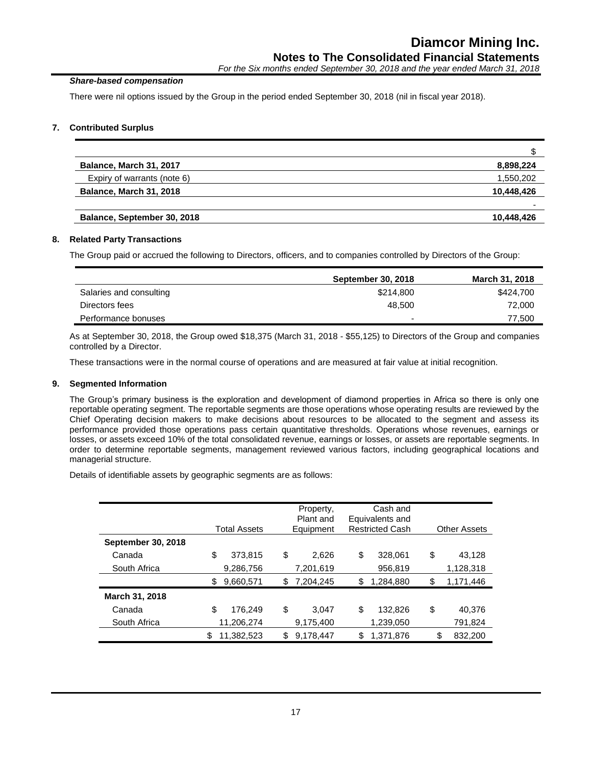***Share-based compensation***

There were nil options issued by the Group in the period ended September 30, 2018 (nil in fiscal year 2018).

## 7. Contributed Surplus

| | $ |
|---|---|
| **Balance, March 31, 2017** | **8,898,224** |
| Expiry of warrants (note 6) | 1,550,202 |
| **Balance, March 31, 2018** | **10,448,426** |
| | - |
| **Balance, September 30, 2018** | **10,448,426** |

## 8. Related Party Transactions

The Group paid or accrued the following to Directors, officers, and to companies controlled by Directors of the Group:

| | September 30, 2018 | March 31, 2018 |
|---|---|---|
| Salaries and consulting | $214,800 | $424,700 |
| Directors fees | 48,500 | 72,000 |
| Performance bonuses | - | 77,500 |

As at September 30, 2018, the Group owed $18,375 (March 31, 2018 - $55,125) to Directors of the Group and companies controlled by a Director.

These transactions were in the normal course of operations and are measured at fair value at initial recognition.

## 9. Segmented Information

The Group's primary business is the exploration and development of diamond properties in Africa so there is only one reportable operating segment. The reportable segments are those operations whose operating results are reviewed by the Chief Operating decision makers to make decisions about resources to be allocated to the segment and assess its performance provided those operations pass certain quantitative thresholds. Operations whose revenues, earnings or losses, or assets exceed 10% of the total consolidated revenue, earnings or losses, or assets are reportable segments. In order to determine reportable segments, management reviewed various factors, including geographical locations and managerial structure.

Details of identifiable assets by geographic segments are as follows:

| | Total Assets | Property, Plant and Equipment | Cash and Equivalents and Restricted Cash | Other Assets |
|---|---|---|---|---|
| **September 30, 2018** | | | | |
| Canada | $ 373,815 | $ 2,626 | $ 328,061 | $ 43,128 |
| South Africa | 9,286,756 | 7,201,619 | 956,819 | 1,128,318 |
| | $ 9,660,571 | $ 7,204,245 | $ 1,284,880 | $ 1,171,446 |
| **March 31, 2018** | | | | |
| Canada | $ 176,249 | $ 3,047 | $ 132,826 | $ 40,376 |
| South Africa | 11,206,274 | 9,175,400 | 1,239,050 | 791,824 |
| | $ 11,382,523 | $ 9,178,447 | $ 1,371,876 | $ 832,200 |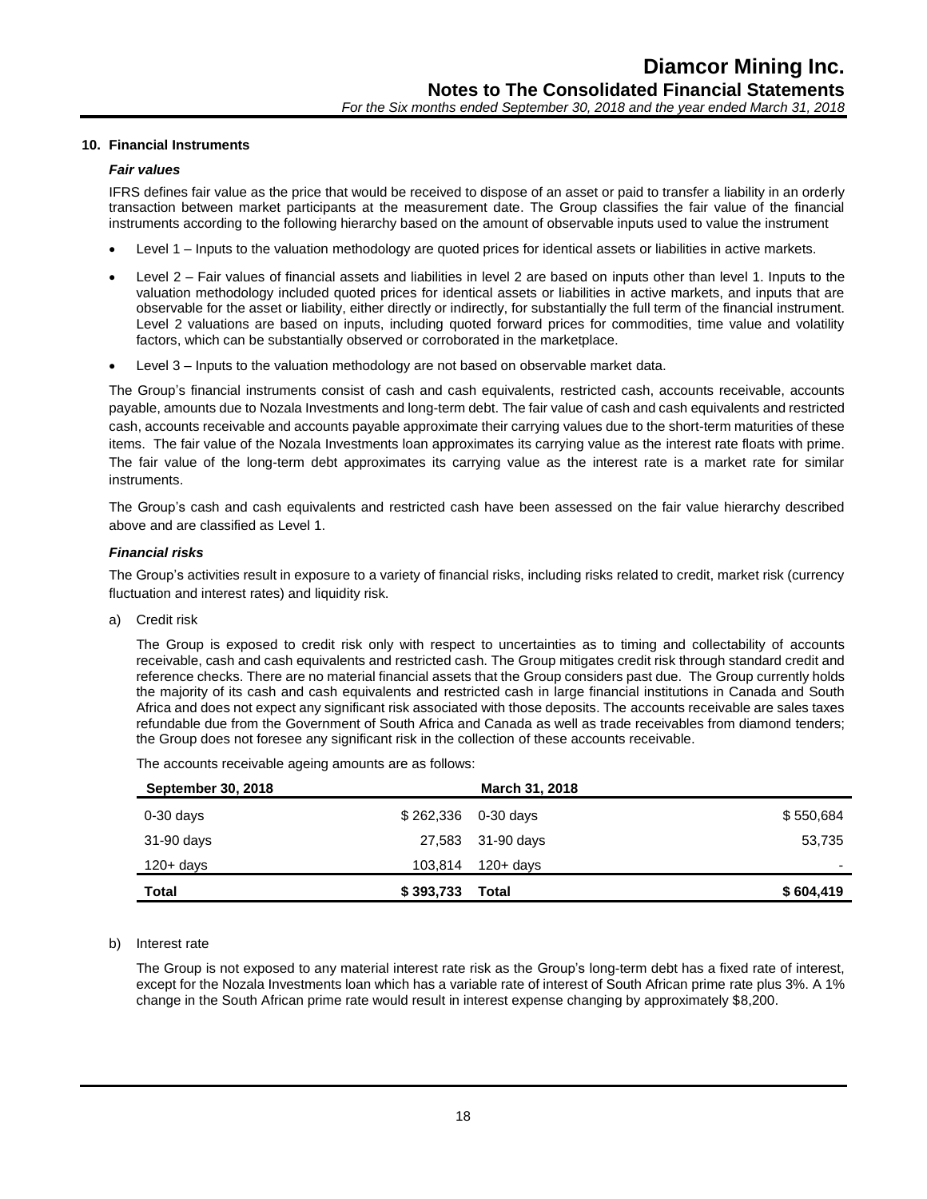## 10. Financial Instruments

### *Fair values*

IFRS defines fair value as the price that would be received to dispose of an asset or paid to transfer a liability in an orderly transaction between market participants at the measurement date. The Group classifies the fair value of the financial instruments according to the following hierarchy based on the amount of observable inputs used to value the instrument

- Level 1 – Inputs to the valuation methodology are quoted prices for identical assets or liabilities in active markets.
- Level 2 – Fair values of financial assets and liabilities in level 2 are based on inputs other than level 1. Inputs to the valuation methodology included quoted prices for identical assets or liabilities in active markets, and inputs that are observable for the asset or liability, either directly or indirectly, for substantially the full term of the financial instrument. Level 2 valuations are based on inputs, including quoted forward prices for commodities, time value and volatility factors, which can be substantially observed or corroborated in the marketplace.
- Level 3 – Inputs to the valuation methodology are not based on observable market data.

The Group's financial instruments consist of cash and cash equivalents, restricted cash, accounts receivable, accounts payable, amounts due to Nozala Investments and long-term debt. The fair value of cash and cash equivalents and restricted cash, accounts receivable and accounts payable approximate their carrying values due to the short-term maturities of these items. The fair value of the Nozala Investments loan approximates its carrying value as the interest rate floats with prime. The fair value of the long-term debt approximates its carrying value as the interest rate is a market rate for similar instruments.

The Group's cash and cash equivalents and restricted cash have been assessed on the fair value hierarchy described above and are classified as Level 1.

### *Financial risks*

The Group's activities result in exposure to a variety of financial risks, including risks related to credit, market risk (currency fluctuation and interest rates) and liquidity risk.

a) Credit risk

The Group is exposed to credit risk only with respect to uncertainties as to timing and collectability of accounts receivable, cash and cash equivalents and restricted cash. The Group mitigates credit risk through standard credit and reference checks. There are no material financial assets that the Group considers past due. The Group currently holds the majority of its cash and cash equivalents and restricted cash in large financial institutions in Canada and South Africa and does not expect any significant risk associated with those deposits. The accounts receivable are sales taxes refundable due from the Government of South Africa and Canada as well as trade receivables from diamond tenders; the Group does not foresee any significant risk in the collection of these accounts receivable.

The accounts receivable ageing amounts are as follows:

| September 30, 2018 | | March 31, 2018 | |
|---|---|---|---|
| 0-30 days | $ 262,336 | 0-30 days | $ 550,684 |
| 31-90 days | 27,583 | 31-90 days | 53,735 |
| 120+ days | 103,814 | 120+ days | - |
| **Total** | **$ 393,733** | **Total** | **$ 604,419** |

b) Interest rate

The Group is not exposed to any material interest rate risk as the Group's long-term debt has a fixed rate of interest, except for the Nozala Investments loan which has a variable rate of interest of South African prime rate plus 3%. A 1% change in the South African prime rate would result in interest expense changing by approximately $8,200.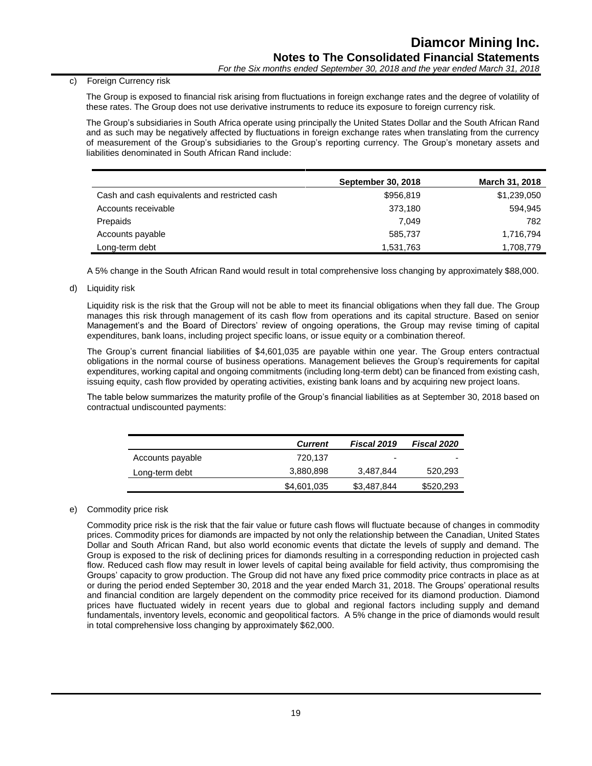c) Foreign Currency risk

The Group is exposed to financial risk arising from fluctuations in foreign exchange rates and the degree of volatility of these rates. The Group does not use derivative instruments to reduce its exposure to foreign currency risk.

The Group's subsidiaries in South Africa operate using principally the United States Dollar and the South African Rand and as such may be negatively affected by fluctuations in foreign exchange rates when translating from the currency of measurement of the Group's subsidiaries to the Group's reporting currency. The Group's monetary assets and liabilities denominated in South African Rand include:

| | **September 30, 2018** | **March 31, 2018** |
|---|---|---|
| Cash and cash equivalents and restricted cash | $956,819 | $1,239,050 |
| Accounts receivable | 373,180 | 594,945 |
| Prepaids | 7,049 | 782 |
| Accounts payable | 585,737 | 1,716,794 |
| Long-term debt | 1,531,763 | 1,708,779 |

A 5% change in the South African Rand would result in total comprehensive loss changing by approximately $88,000.

d) Liquidity risk

Liquidity risk is the risk that the Group will not be able to meet its financial obligations when they fall due. The Group manages this risk through management of its cash flow from operations and its capital structure. Based on senior Management's and the Board of Directors' review of ongoing operations, the Group may revise timing of capital expenditures, bank loans, including project specific loans, or issue equity or a combination thereof.

The Group's current financial liabilities of $4,601,035 are payable within one year. The Group enters contractual obligations in the normal course of business operations. Management believes the Group's requirements for capital expenditures, working capital and ongoing commitments (including long-term debt) can be financed from existing cash, issuing equity, cash flow provided by operating activities, existing bank loans and by acquiring new project loans.

The table below summarizes the maturity profile of the Group's financial liabilities as at September 30, 2018 based on contractual undiscounted payments:

| | ***Current*** | ***Fiscal 2019*** | ***Fiscal 2020*** |
|---|---|---|---|
| Accounts payable | 720,137 | - | - |
| Long-term debt | 3,880,898 | 3,487,844 | 520,293 |
| | $4,601,035 | $3,487,844 | $520,293 |

e) Commodity price risk

Commodity price risk is the risk that the fair value or future cash flows will fluctuate because of changes in commodity prices. Commodity prices for diamonds are impacted by not only the relationship between the Canadian, United States Dollar and South African Rand, but also world economic events that dictate the levels of supply and demand. The Group is exposed to the risk of declining prices for diamonds resulting in a corresponding reduction in projected cash flow. Reduced cash flow may result in lower levels of capital being available for field activity, thus compromising the Groups' capacity to grow production. The Group did not have any fixed price commodity price contracts in place as at or during the period ended September 30, 2018 and the year ended March 31, 2018. The Groups' operational results and financial condition are largely dependent on the commodity price received for its diamond production. Diamond prices have fluctuated widely in recent years due to global and regional factors including supply and demand fundamentals, inventory levels, economic and geopolitical factors. A 5% change in the price of diamonds would result in total comprehensive loss changing by approximately $62,000.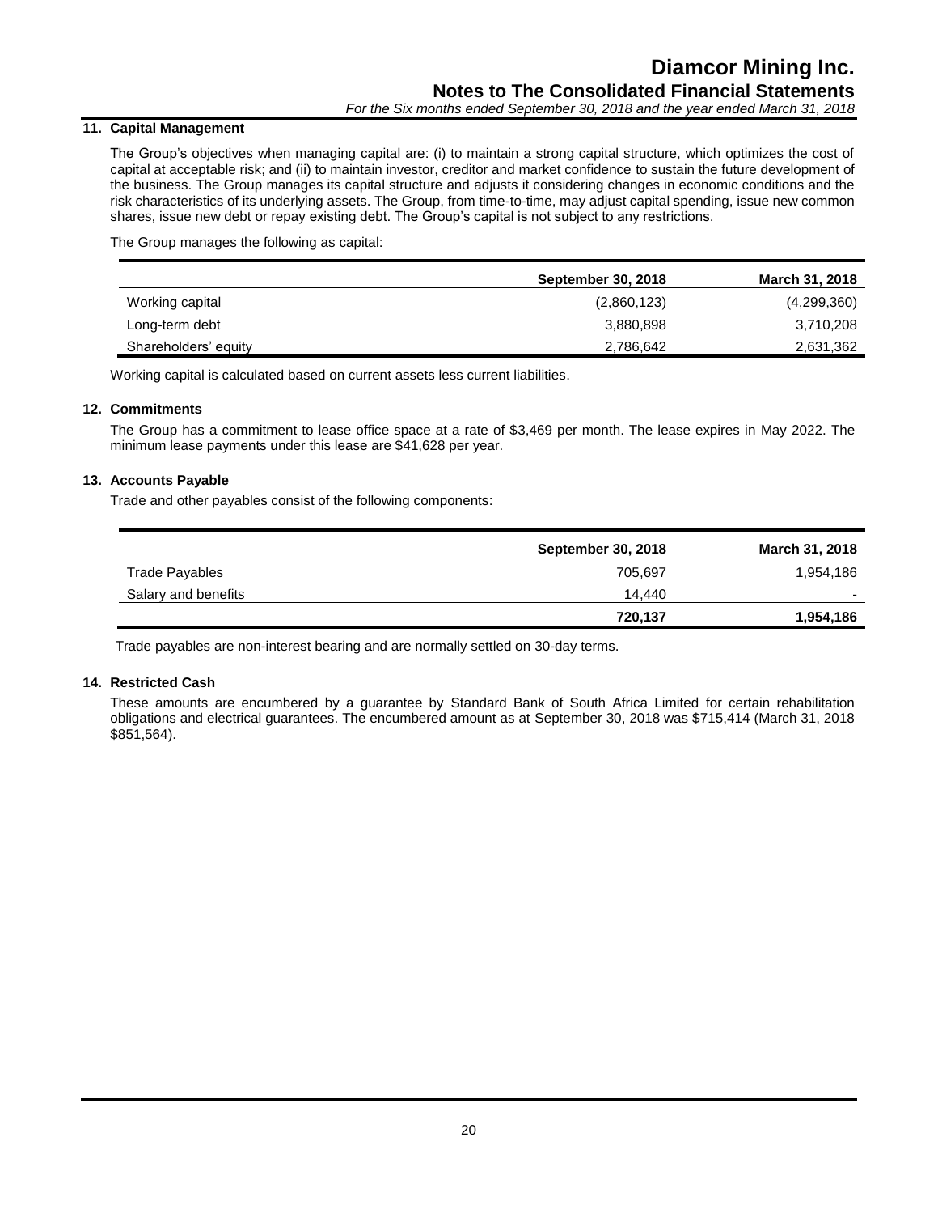## 11. Capital Management

The Group's objectives when managing capital are: (i) to maintain a strong capital structure, which optimizes the cost of capital at acceptable risk; and (ii) to maintain investor, creditor and market confidence to sustain the future development of the business. The Group manages its capital structure and adjusts it considering changes in economic conditions and the risk characteristics of its underlying assets. The Group, from time-to-time, may adjust capital spending, issue new common shares, issue new debt or repay existing debt. The Group's capital is not subject to any restrictions.

The Group manages the following as capital:

| | September 30, 2018 | March 31, 2018 |
|---|---|---|
| Working capital | (2,860,123) | (4,299,360) |
| Long-term debt | 3,880,898 | 3,710,208 |
| Shareholders' equity | 2,786,642 | 2,631,362 |

Working capital is calculated based on current assets less current liabilities.

## 12. Commitments

The Group has a commitment to lease office space at a rate of $3,469 per month. The lease expires in May 2022. The minimum lease payments under this lease are $41,628 per year.

## 13. Accounts Payable

Trade and other payables consist of the following components:

| | September 30, 2018 | March 31, 2018 |
|---|---|---|
| Trade Payables | 705,697 | 1,954,186 |
| Salary and benefits | 14,440 | - |
| | **720,137** | **1,954,186** |

Trade payables are non-interest bearing and are normally settled on 30-day terms.

## 14. Restricted Cash

These amounts are encumbered by a guarantee by Standard Bank of South Africa Limited for certain rehabilitation obligations and electrical guarantees. The encumbered amount as at September 30, 2018 was $715,414 (March 31, 2018 $851,564).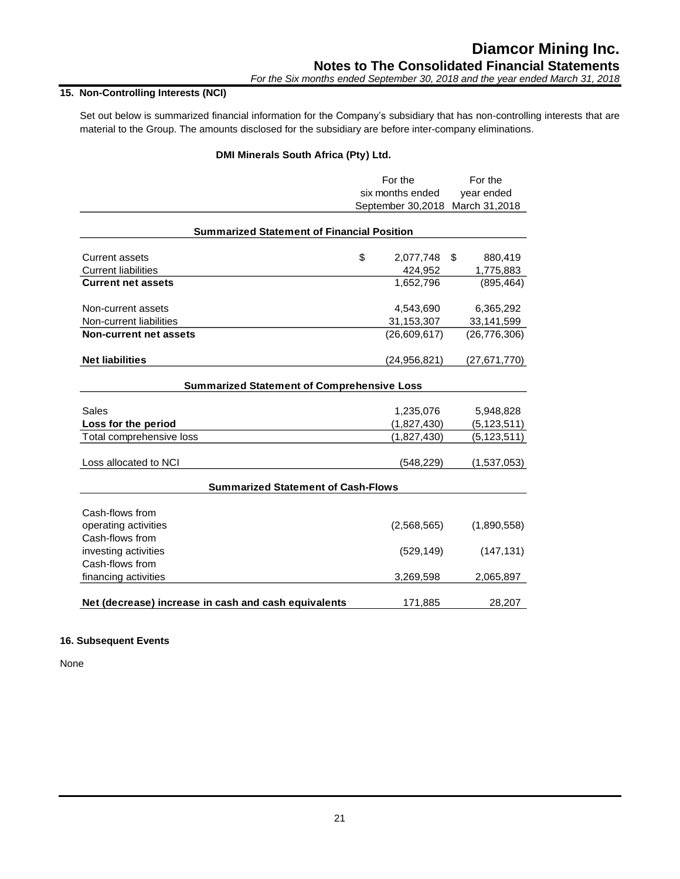## 15. Non-Controlling Interests (NCI)

Set out below is summarized financial information for the Company's subsidiary that has non-controlling interests that are material to the Group. The amounts disclosed for the subsidiary are before inter-company eliminations.

**DMI Minerals South Africa (Pty) Ltd.**

| | For the six months ended September 30,2018 | For the year ended March 31,2018 |
|---|---|---|
| **Summarized Statement of Financial Position** | | |
| Current assets | $ 2,077,748 | $ 880,419 |
| Current liabilities | 424,952 | 1,775,883 |
| **Current net assets** | 1,652,796 | (895,464) |
| Non-current assets | 4,543,690 | 6,365,292 |
| Non-current liabilities | 31,153,307 | 33,141,599 |
| **Non-current net assets** | (26,609,617) | (26,776,306) |
| **Net liabilities** | (24,956,821) | (27,671,770) |
| **Summarized Statement of Comprehensive Loss** | | |
| Sales | 1,235,076 | 5,948,828 |
| **Loss for the period** | (1,827,430) | (5,123,511) |
| Total comprehensive loss | (1,827,430) | (5,123,511) |
| Loss allocated to NCI | (548,229) | (1,537,053) |
| **Summarized Statement of Cash-Flows** | | |
| Cash-flows from operating activities | (2,568,565) | (1,890,558) |
| Cash-flows from investing activities | (529,149) | (147,131) |
| Cash-flows from financing activities | 3,269,598 | 2,065,897 |
| **Net (decrease) increase in cash and cash equivalents** | 171,885 | 28,207 |

## 16. Subsequent Events

None